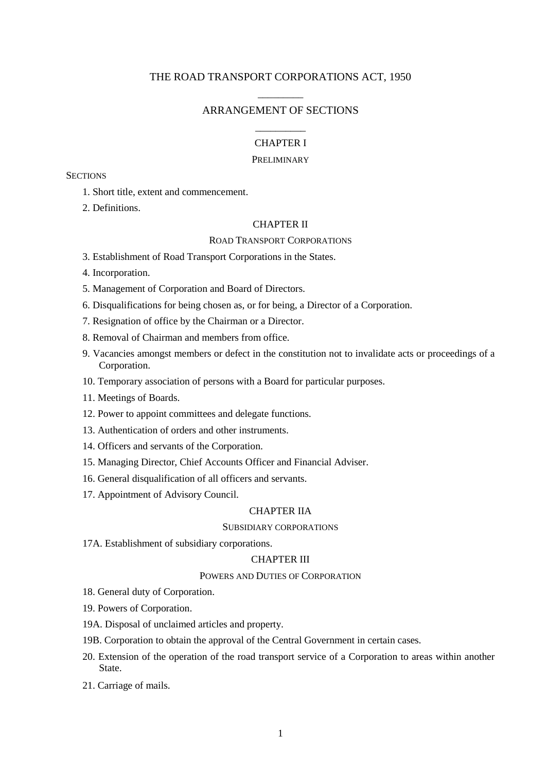# THE ROAD TRANSPORT CORPORATIONS ACT, 1950

## ARRANGEMENT OF SECTIONS

### CHAPTER I

#### PRELIMINARY

SECTIONS

1. Short title, extent and commencement.
2. Definitions.

### CHAPTER II

#### ROAD TRANSPORT CORPORATIONS

3. Establishment of Road Transport Corporations in the States.
4. Incorporation.
5. Management of Corporation and Board of Directors.
6. Disqualifications for being chosen as, or for being, a Director of a Corporation.
7. Resignation of office by the Chairman or a Director.
8. Removal of Chairman and members from office.
9. Vacancies amongst members or defect in the constitution not to invalidate acts or proceedings of a Corporation.
10. Temporary association of persons with a Board for particular purposes.
11. Meetings of Boards.
12. Power to appoint committees and delegate functions.
13. Authentication of orders and other instruments.
14. Officers and servants of the Corporation.
15. Managing Director, Chief Accounts Officer and Financial Adviser.
16. General disqualification of all officers and servants.
17. Appointment of Advisory Council.

### CHAPTER IIA

#### SUBSIDIARY CORPORATIONS

17A. Establishment of subsidiary corporations.

### CHAPTER III

#### POWERS AND DUTIES OF CORPORATION

18. General duty of Corporation.

19. Powers of Corporation.

19A. Disposal of unclaimed articles and property.

19B. Corporation to obtain the approval of the Central Government in certain cases.

20. Extension of the operation of the road transport service of a Corporation to areas within another State.

21. Carriage of mails.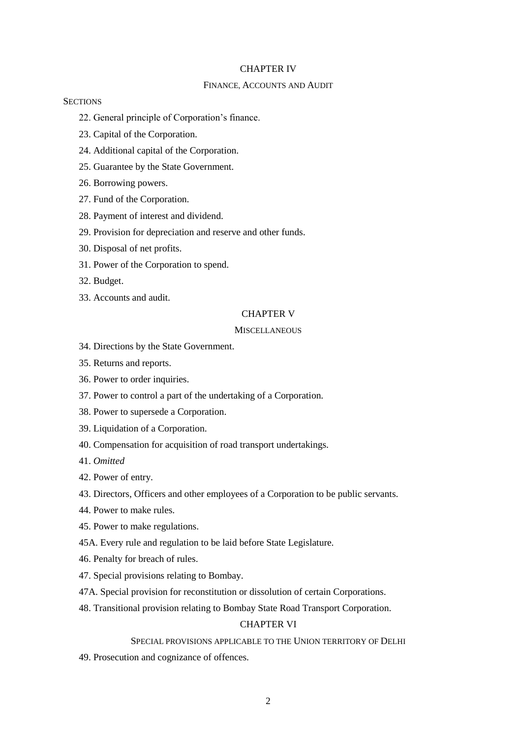## CHAPTER IV

### FINANCE, ACCOUNTS AND AUDIT

SECTIONS

22. General principle of Corporation's finance.

23. Capital of the Corporation.

24. Additional capital of the Corporation.

25. Guarantee by the State Government.

26. Borrowing powers.

27. Fund of the Corporation.

28. Payment of interest and dividend.

29. Provision for depreciation and reserve and other funds.

30. Disposal of net profits.

31. Power of the Corporation to spend.

32. Budget.

33. Accounts and audit.

## CHAPTER V

### MISCELLANEOUS

34. Directions by the State Government.

35. Returns and reports.

36. Power to order inquiries.

37. Power to control a part of the undertaking of a Corporation.

38. Power to supersede a Corporation.

39. Liquidation of a Corporation.

40. Compensation for acquisition of road transport undertakings.

41. *Omitted*

42. Power of entry.

43. Directors, Officers and other employees of a Corporation to be public servants.

44. Power to make rules.

45. Power to make regulations.

45A. Every rule and regulation to be laid before State Legislature.

46. Penalty for breach of rules.

47. Special provisions relating to Bombay.

47A. Special provision for reconstitution or dissolution of certain Corporations.

48. Transitional provision relating to Bombay State Road Transport Corporation.

## CHAPTER VI

### SPECIAL PROVISIONS APPLICABLE TO THE UNION TERRITORY OF DELHI

49. Prosecution and cognizance of offences.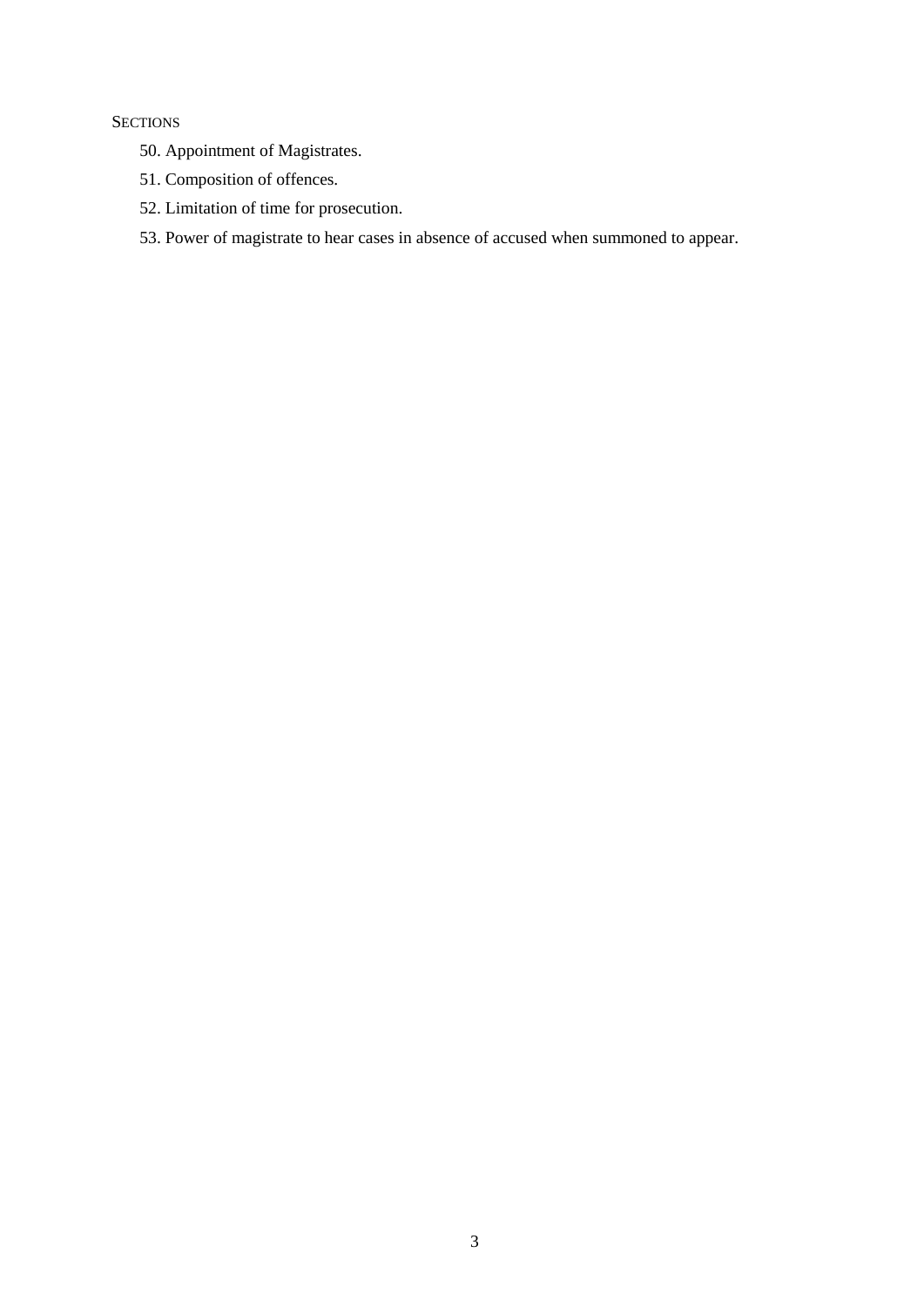SECTIONS

50. Appointment of Magistrates.

51. Composition of offences.

52. Limitation of time for prosecution.

53. Power of magistrate to hear cases in absence of accused when summoned to appear.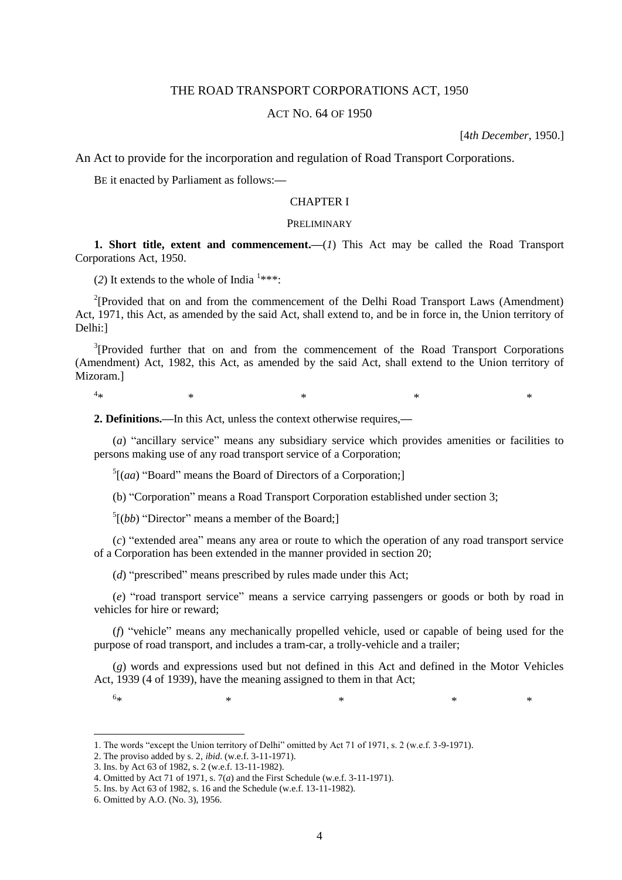# THE ROAD TRANSPORT CORPORATIONS ACT, 1950

## ACT NO. 64 OF 1950

[*4th December*, 1950.]

An Act to provide for the incorporation and regulation of Road Transport Corporations.

BE it enacted by Parliament as follows:—

## CHAPTER I

### PRELIMINARY

**1. Short title, extent and commencement.**—(*1*) This Act may be called the Road Transport Corporations Act, 1950.

(*2*) It extends to the whole of India [1]***:

[2][Provided that on and from the commencement of the Delhi Road Transport Laws (Amendment) Act, 1971, this Act, as amended by the said Act, shall extend to, and be in force in, the Union territory of Delhi:]

[3][Provided further that on and from the commencement of the Road Transport Corporations (Amendment) Act, 1982, this Act, as amended by the said Act, shall extend to the Union territory of Mizoram.]

[4]* * * * *

**2. Definitions.**—In this Act, unless the context otherwise requires,—

(*a*) "ancillary service" means any subsidiary service which provides amenities or facilities to persons making use of any road transport service of a Corporation;

[5][(*aa*) "Board" means the Board of Directors of a Corporation;]

(b) "Corporation" means a Road Transport Corporation established under section 3;

[5][(*bb*) "Director" means a member of the Board;]

(*c*) "extended area" means any area or route to which the operation of any road transport service of a Corporation has been extended in the manner provided in section 20;

(*d*) "prescribed" means prescribed by rules made under this Act;

(*e*) "road transport service" means a service carrying passengers or goods or both by road in vehicles for hire or reward;

(*f*) "vehicle" means any mechanically propelled vehicle, used or capable of being used for the purpose of road transport, and includes a tram-car, a trolly-vehicle and a trailer;

(*g*) words and expressions used but not defined in this Act and defined in the Motor Vehicles Act, 1939 (4 of 1939), have the meaning assigned to them in that Act;

[6]* * * * *

---

1. The words "except the Union territory of Delhi" omitted by Act 71 of 1971, s. 2 (w.e.f. 3-9-1971).
2. The proviso added by s. 2, *ibid*. (w.e.f. 3-11-1971).
3. Ins. by Act 63 of 1982, s. 2 (w.e.f. 13-11-1982).
4. Omitted by Act 71 of 1971, s. 7(*a*) and the First Schedule (w.e.f. 3-11-1971).
5. Ins. by Act 63 of 1982, s. 16 and the Schedule (w.e.f. 13-11-1982).
6. Omitted by A.O. (No. 3), 1956.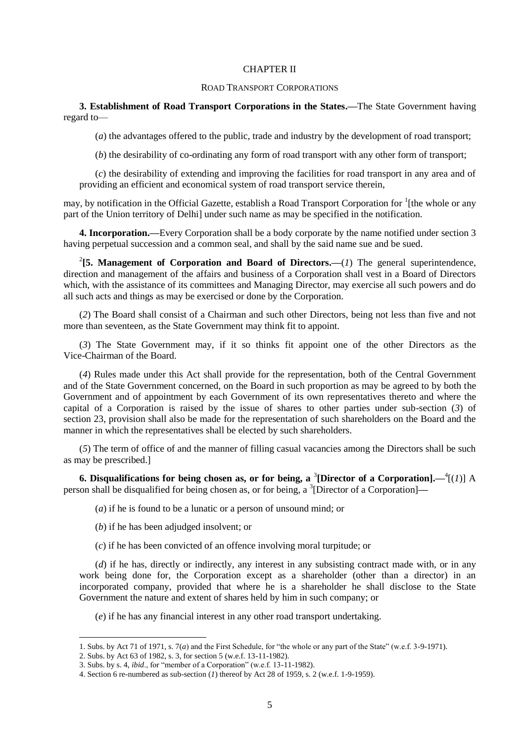## CHAPTER II

### ROAD TRANSPORT CORPORATIONS

**3. Establishment of Road Transport Corporations in the States.—**The State Government having regard to—

(*a*) the advantages offered to the public, trade and industry by the development of road transport;

(*b*) the desirability of co-ordinating any form of road transport with any other form of transport;

(*c*) the desirability of extending and improving the facilities for road transport in any area and of providing an efficient and economical system of road transport service therein,

may, by notification in the Official Gazette, establish a Road Transport Corporation for [1][the whole or any part of the Union territory of Delhi] under such name as may be specified in the notification.

**4. Incorporation.—**Every Corporation shall be a body corporate by the name notified under section 3 having perpetual succession and a common seal, and shall by the said name sue and be sued.

[2]**[5. Management of Corporation and Board of Directors.—**(*1*) The general superintendence, direction and management of the affairs and business of a Corporation shall vest in a Board of Directors which, with the assistance of its committees and Managing Director, may exercise all such powers and do all such acts and things as may be exercised or done by the Corporation.

(*2*) The Board shall consist of a Chairman and such other Directors, being not less than five and not more than seventeen, as the State Government may think fit to appoint.

(*3*) The State Government may, if it so thinks fit appoint one of the other Directors as the Vice-Chairman of the Board.

(*4*) Rules made under this Act shall provide for the representation, both of the Central Government and of the State Government concerned, on the Board in such proportion as may be agreed to by both the Government and of appointment by each Government of its own representatives thereto and where the capital of a Corporation is raised by the issue of shares to other parties under sub-section (*3*) of section 23, provision shall also be made for the representation of such shareholders on the Board and the manner in which the representatives shall be elected by such shareholders.

(*5*) The term of office of and the manner of filling casual vacancies among the Directors shall be such as may be prescribed.]

**6. Disqualifications for being chosen as, or for being, a** [3]**[Director of a Corporation].—**[4][(*1*)] A person shall be disqualified for being chosen as, or for being, a [3][Director of a Corporation]—

(*a*) if he is found to be a lunatic or a person of unsound mind; or

(*b*) if he has been adjudged insolvent; or

(*c*) if he has been convicted of an offence involving moral turpitude; or

(*d*) if he has, directly or indirectly, any interest in any subsisting contract made with, or in any work being done for, the Corporation except as a shareholder (other than a director) in an incorporated company, provided that where he is a shareholder he shall disclose to the State Government the nature and extent of shares held by him in such company; or

(*e*) if he has any financial interest in any other road transport undertaking.

---

1. Subs. by Act 71 of 1971, s. 7(*a*) and the First Schedule, for "the whole or any part of the State" (w.e.f. 3-9-1971).
2. Subs. by Act 63 of 1982, s. 3, for section 5 (w.e.f. 13-11-1982).
3. Subs. by s. 4, *ibid*., for "member of a Corporation" (w.e.f. 13-11-1982).
4. Section 6 re-numbered as sub-section (*1*) thereof by Act 28 of 1959, s. 2 (w.e.f. 1-9-1959).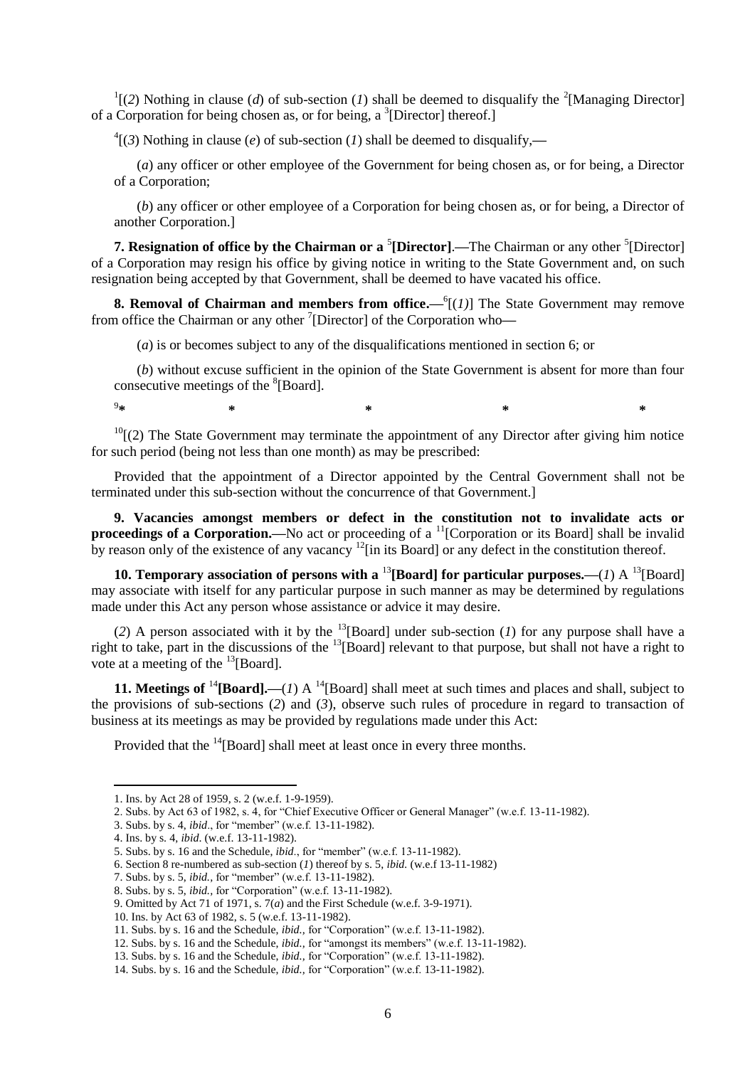[1][(*2*) Nothing in clause (*d*) of sub-section (*1*) shall be deemed to disqualify the [2][Managing Director] of a Corporation for being chosen as, or for being, a [3][Director] thereof.]

[4][(*3*) Nothing in clause (*e*) of sub-section (*1*) shall be deemed to disqualify,—

(*a*) any officer or other employee of the Government for being chosen as, or for being, a Director of a Corporation;

(*b*) any officer or other employee of a Corporation for being chosen as, or for being, a Director of another Corporation.]

**7. Resignation of office by the Chairman or a [5][Director].**—The Chairman or any other [5][Director] of a Corporation may resign his office by giving notice in writing to the State Government and, on such resignation being accepted by that Government, shall be deemed to have vacated his office.

**8. Removal of Chairman and members from office.**—[6][(*1*)] The State Government may remove from office the Chairman or any other [7][Director] of the Corporation who—

(*a*) is or becomes subject to any of the disqualifications mentioned in section 6; or

(*b*) without excuse sufficient in the opinion of the State Government is absent for more than four consecutive meetings of the [8][Board].

[9]* * * * *

[10][(2) The State Government may terminate the appointment of any Director after giving him notice for such period (being not less than one month) as may be prescribed:

Provided that the appointment of a Director appointed by the Central Government shall not be terminated under this sub-section without the concurrence of that Government.]

**9. Vacancies amongst members or defect in the constitution not to invalidate acts or proceedings of a Corporation.**—No act or proceeding of a [11][Corporation or its Board] shall be invalid by reason only of the existence of any vacancy [12][in its Board] or any defect in the constitution thereof.

**10. Temporary association of persons with a [13][Board] for particular purposes.**—(*1*) A [13][Board] may associate with itself for any particular purpose in such manner as may be determined by regulations made under this Act any person whose assistance or advice it may desire.

(*2*) A person associated with it by the [13][Board] under sub-section (*1*) for any purpose shall have a right to take, part in the discussions of the [13][Board] relevant to that purpose, but shall not have a right to vote at a meeting of the [13][Board].

**11. Meetings of [14][Board].**—(*1*) A [14][Board] shall meet at such times and places and shall, subject to the provisions of sub-sections (*2*) and (*3*), observe such rules of procedure in regard to transaction of business at its meetings as may be provided by regulations made under this Act:

Provided that the [14][Board] shall meet at least once in every three months.

---

1. Ins. by Act 28 of 1959, s. 2 (w.e.f. 1-9-1959).
2. Subs. by Act 63 of 1982, s. 4, for "Chief Executive Officer or General Manager" (w.e.f. 13-11-1982).
3. Subs. by s. 4, *ibid*., for "member" (w.e.f. 13-11-1982).
4. Ins. by s. 4, *ibid*. (w.e.f. 13-11-1982).
5. Subs. by s. 16 and the Schedule, *ibid*., for "member" (w.e.f. 13-11-1982).
6. Section 8 re-numbered as sub-section (*1*) thereof by s. 5, *ibid.* (w.e.f 13-11-1982)
7. Subs. by s. 5, *ibid.*, for "member" (w.e.f. 13-11-1982).
8. Subs. by s. 5, *ibid.*, for "Corporation" (w.e.f. 13-11-1982).
9. Omitted by Act 71 of 1971, s. 7(*a*) and the First Schedule (w.e.f. 3-9-1971).
10. Ins. by Act 63 of 1982, s. 5 (w.e.f. 13-11-1982).
11. Subs. by s. 16 and the Schedule, *ibid.,* for "Corporation" (w.e.f. 13-11-1982).
12. Subs. by s. 16 and the Schedule, *ibid.,* for "amongst its members" (w.e.f. 13-11-1982).
13. Subs. by s. 16 and the Schedule, *ibid.,* for "Corporation" (w.e.f. 13-11-1982).
14. Subs. by s. 16 and the Schedule, *ibid.,* for "Corporation" (w.e.f. 13-11-1982).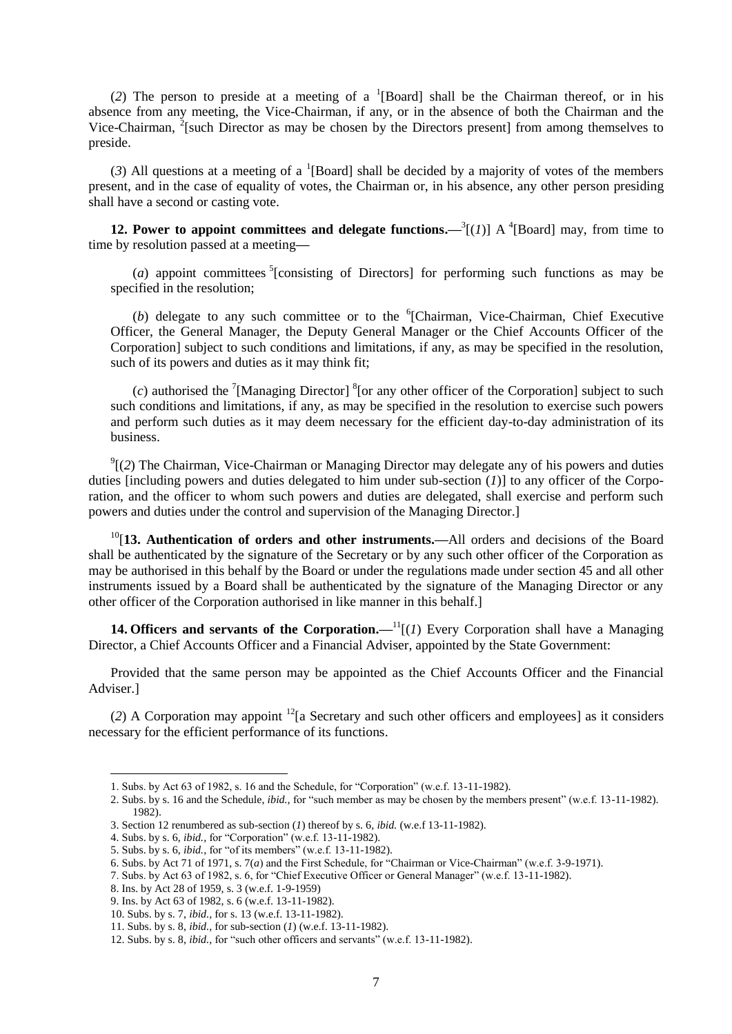(*2*) The person to preside at a meeting of a [1][Board] shall be the Chairman thereof, or in his absence from any meeting, the Vice-Chairman, if any, or in the absence of both the Chairman and the Vice-Chairman, [2][such Director as may be chosen by the Directors present] from among themselves to preside.

(*3*) All questions at a meeting of a [1][Board] shall be decided by a majority of votes of the members present, and in the case of equality of votes, the Chairman or, in his absence, any other person presiding shall have a second or casting vote.

**12. Power to appoint committees and delegate functions.—**[3][(*1*)] A [4][Board] may, from time to time by resolution passed at a meeting—

(*a*) appoint committees [5][consisting of Directors] for performing such functions as may be specified in the resolution;

(*b*) delegate to any such committee or to the [6][Chairman, Vice-Chairman, Chief Executive Officer, the General Manager, the Deputy General Manager or the Chief Accounts Officer of the Corporation] subject to such conditions and limitations, if any, as may be specified in the resolution, such of its powers and duties as it may think fit;

(*c*) authorised the [7][Managing Director] [8][or any other officer of the Corporation] subject to such such conditions and limitations, if any, as may be specified in the resolution to exercise such powers and perform such duties as it may deem necessary for the efficient day-to-day administration of its business.

[9][(*2*) The Chairman, Vice-Chairman or Managing Director may delegate any of his powers and duties duties [including powers and duties delegated to him under sub-section (*1*)] to any officer of the Corporation, and the officer to whom such powers and duties are delegated, shall exercise and perform such powers and duties under the control and supervision of the Managing Director.]

[10][**13. Authentication of orders and other instruments.—**All orders and decisions of the Board shall be authenticated by the signature of the Secretary or by any such other officer of the Corporation as may be authorised in this behalf by the Board or under the regulations made under section 45 and all other instruments issued by a Board shall be authenticated by the signature of the Managing Director or any other officer of the Corporation authorised in like manner in this behalf.]

**14. Officers and servants of the Corporation.—**[11][(*1*) Every Corporation shall have a Managing Director, a Chief Accounts Officer and a Financial Adviser, appointed by the State Government:

Provided that the same person may be appointed as the Chief Accounts Officer and the Financial Adviser.]

(*2*) A Corporation may appoint [12][a Secretary and such other officers and employees] as it considers necessary for the efficient performance of its functions.

---

1. Subs. by Act 63 of 1982, s. 16 and the Schedule, for "Corporation" (w.e.f. 13-11-1982).
2. Subs. by s. 16 and the Schedule, *ibid.,* for "such member as may be chosen by the members present" (w.e.f. 13-11-1982).
3. Section 12 renumbered as sub-section (*1*) thereof by s. 6, *ibid.* (w.e.f 13-11-1982).
4. Subs. by s. 6, *ibid.,* for "Corporation" (w.e.f. 13-11-1982).
5. Subs. by s. 6, *ibid.,* for "of its members" (w.e.f. 13-11-1982).
6. Subs. by Act 71 of 1971, s. 7(*a*) and the First Schedule, for "Chairman or Vice-Chairman" (w.e.f. 3-9-1971).
7. Subs. by Act 63 of 1982, s. 6, for "Chief Executive Officer or General Manager" (w.e.f. 13-11-1982).
8. Ins. by Act 28 of 1959, s. 3 (w.e.f. 1-9-1959)
9. Ins. by Act 63 of 1982, s. 6 (w.e.f. 13-11-1982).
10. Subs. by s. 7, *ibid.,* for s. 13 (w.e.f. 13-11-1982).
11. Subs. by s. 8, *ibid.,* for sub-section (*1*) (w.e.f. 13-11-1982).
12. Subs. by s. 8, *ibid.,* for "such other officers and servants" (w.e.f. 13-11-1982).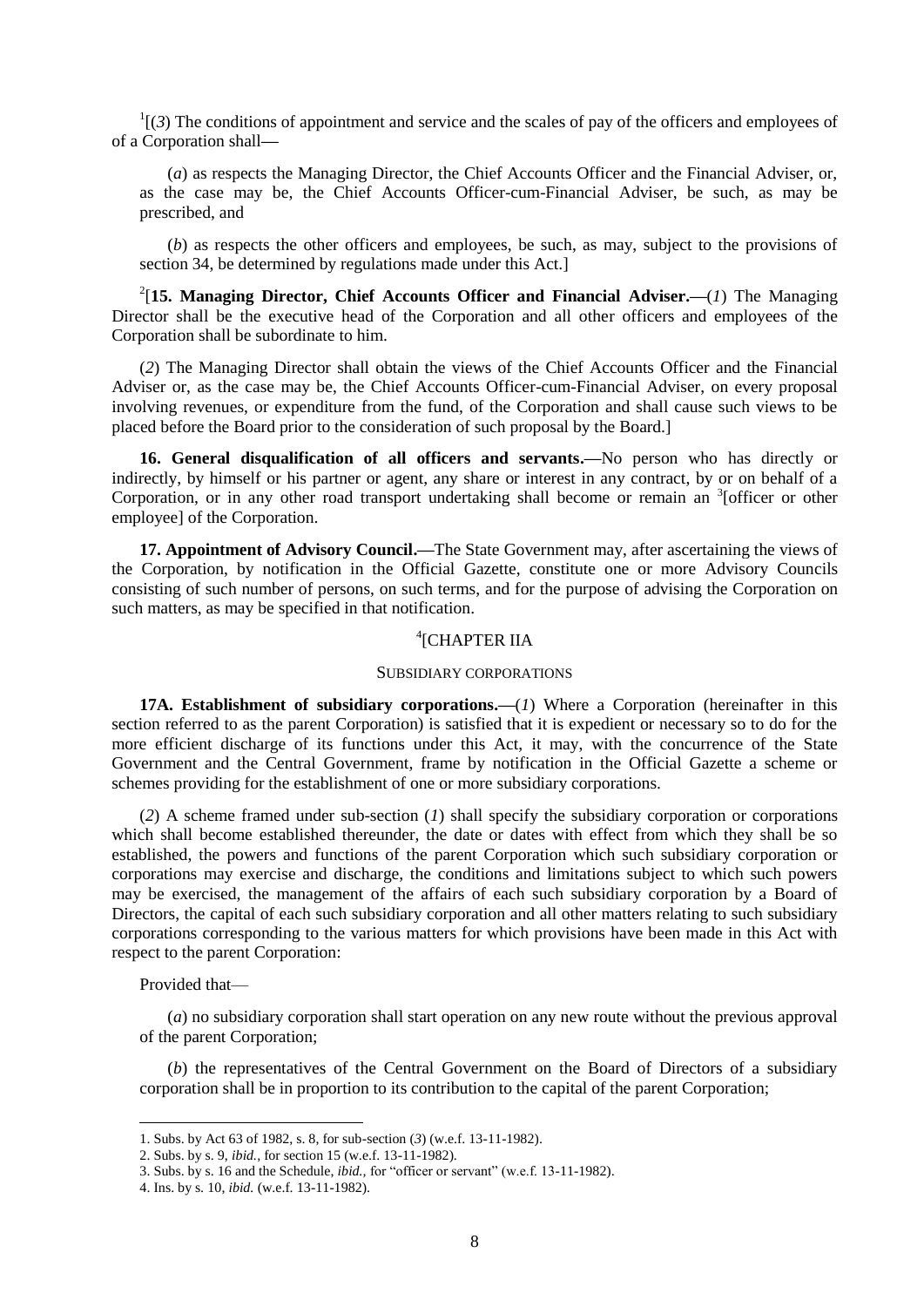[1][(*3*) The conditions of appointment and service and the scales of pay of the officers and employees of of a Corporation shall**—**

(*a*) as respects the Managing Director, the Chief Accounts Officer and the Financial Adviser, or, as the case may be, the Chief Accounts Officer-cum-Financial Adviser, be such, as may be prescribed, and

(*b*) as respects the other officers and employees, be such, as may, subject to the provisions of section 34, be determined by regulations made under this Act.]

[2][**15. Managing Director, Chief Accounts Officer and Financial Adviser.—**(*1*) The Managing Director shall be the executive head of the Corporation and all other officers and employees of the Corporation shall be subordinate to him.

(*2*) The Managing Director shall obtain the views of the Chief Accounts Officer and the Financial Adviser or, as the case may be, the Chief Accounts Officer-cum-Financial Adviser, on every proposal involving revenues, or expenditure from the fund, of the Corporation and shall cause such views to be placed before the Board prior to the consideration of such proposal by the Board.]

**16. General disqualification of all officers and servants.—**No person who has directly or indirectly, by himself or his partner or agent, any share or interest in any contract, by or on behalf of a Corporation, or in any other road transport undertaking shall become or remain an [3][officer or other employee] of the Corporation.

**17. Appointment of Advisory Council.—**The State Government may, after ascertaining the views of the Corporation, by notification in the Official Gazette, constitute one or more Advisory Councils consisting of such number of persons, on such terms, and for the purpose of advising the Corporation on such matters, as may be specified in that notification.

[4][CHAPTER IIA

SUBSIDIARY CORPORATIONS

**17A. Establishment of subsidiary corporations.—**(*1*) Where a Corporation (hereinafter in this section referred to as the parent Corporation) is satisfied that it is expedient or necessary so to do for the more efficient discharge of its functions under this Act, it may, with the concurrence of the State Government and the Central Government, frame by notification in the Official Gazette a scheme or schemes providing for the establishment of one or more subsidiary corporations.

(*2*) A scheme framed under sub-section (*1*) shall specify the subsidiary corporation or corporations which shall become established thereunder, the date or dates with effect from which they shall be so established, the powers and functions of the parent Corporation which such subsidiary corporation or corporations may exercise and discharge, the conditions and limitations subject to which such powers may be exercised, the management of the affairs of each such subsidiary corporation by a Board of Directors, the capital of each such subsidiary corporation and all other matters relating to such subsidiary corporations corresponding to the various matters for which provisions have been made in this Act with respect to the parent Corporation:

Provided that—

(*a*) no subsidiary corporation shall start operation on any new route without the previous approval of the parent Corporation;

(*b*) the representatives of the Central Government on the Board of Directors of a subsidiary corporation shall be in proportion to its contribution to the capital of the parent Corporation;

---

1. Subs. by Act 63 of 1982, s. 8, for sub-section (*3*) (w.e.f. 13-11-1982).
2. Subs. by s. 9, *ibid.*, for section 15 (w.e.f. 13-11-1982).
3. Subs. by s. 16 and the Schedule, *ibid.,* for "officer or servant" (w.e.f. 13-11-1982).
4. Ins. by s. 10, *ibid.* (w.e.f. 13-11-1982).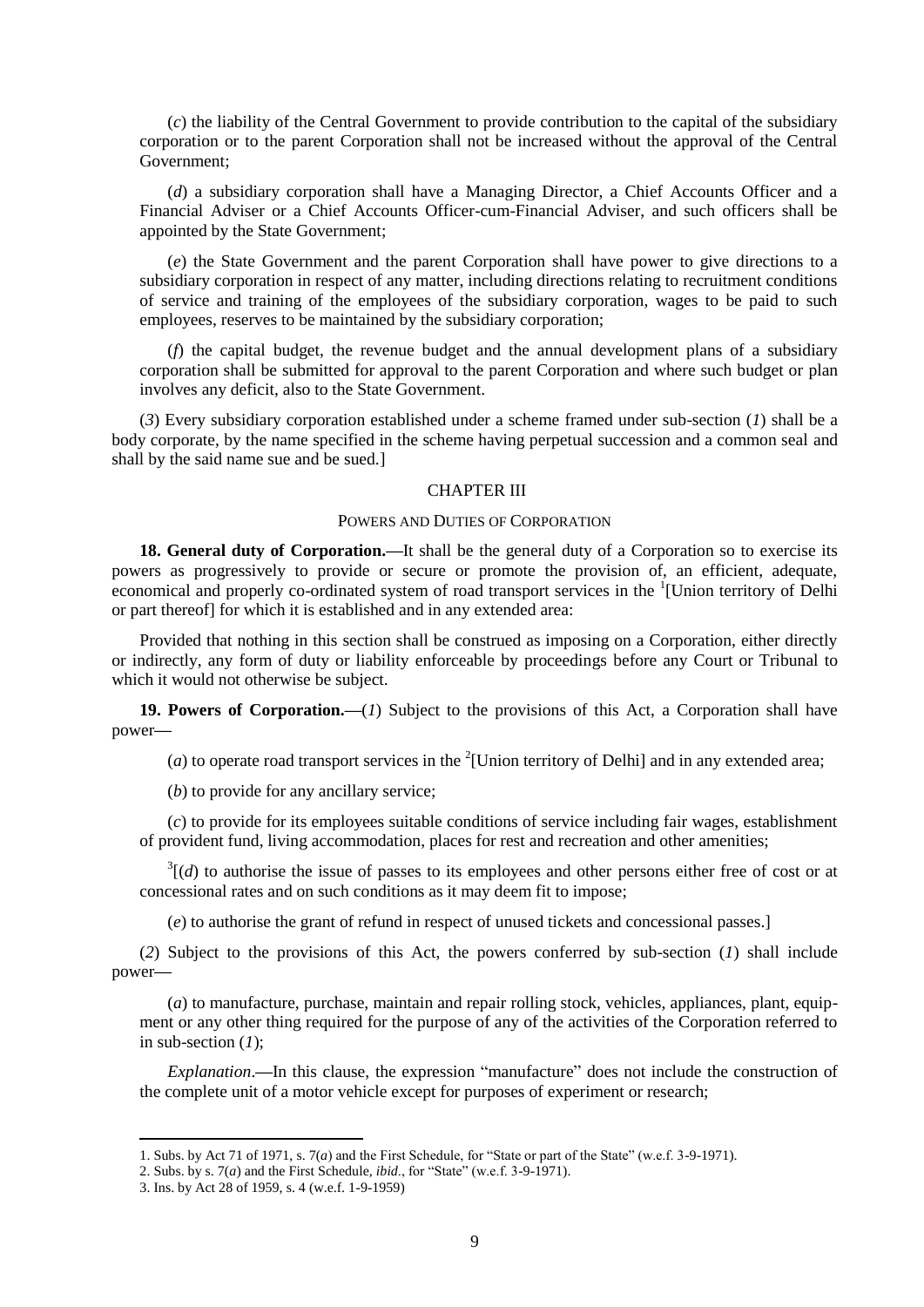(*c*) the liability of the Central Government to provide contribution to the capital of the subsidiary corporation or to the parent Corporation shall not be increased without the approval of the Central Government;

(*d*) a subsidiary corporation shall have a Managing Director, a Chief Accounts Officer and a Financial Adviser or a Chief Accounts Officer-cum-Financial Adviser, and such officers shall be appointed by the State Government;

(*e*) the State Government and the parent Corporation shall have power to give directions to a subsidiary corporation in respect of any matter, including directions relating to recruitment conditions of service and training of the employees of the subsidiary corporation, wages to be paid to such employees, reserves to be maintained by the subsidiary corporation;

(*f*) the capital budget, the revenue budget and the annual development plans of a subsidiary corporation shall be submitted for approval to the parent Corporation and where such budget or plan involves any deficit, also to the State Government.

(*3*) Every subsidiary corporation established under a scheme framed under sub-section (*1*) shall be a body corporate, by the name specified in the scheme having perpetual succession and a common seal and shall by the said name sue and be sued.]

## CHAPTER III

### POWERS AND DUTIES OF CORPORATION

**18. General duty of Corporation.—**It shall be the general duty of a Corporation so to exercise its powers as progressively to provide or secure or promote the provision of, an efficient, adequate, economical and properly co-ordinated system of road transport services in the [1][Union territory of Delhi or part thereof] for which it is established and in any extended area:

Provided that nothing in this section shall be construed as imposing on a Corporation, either directly or indirectly, any form of duty or liability enforceable by proceedings before any Court or Tribunal to which it would not otherwise be subject.

**19. Powers of Corporation.—**(*1*) Subject to the provisions of this Act, a Corporation shall have power—

(*a*) to operate road transport services in the [2][Union territory of Delhi] and in any extended area;

(*b*) to provide for any ancillary service;

(*c*) to provide for its employees suitable conditions of service including fair wages, establishment of provident fund, living accommodation, places for rest and recreation and other amenities;

[3][(*d*) to authorise the issue of passes to its employees and other persons either free of cost or at concessional rates and on such conditions as it may deem fit to impose;

(*e*) to authorise the grant of refund in respect of unused tickets and concessional passes.]

(*2*) Subject to the provisions of this Act, the powers conferred by sub-section (*1*) shall include power—

(*a*) to manufacture, purchase, maintain and repair rolling stock, vehicles, appliances, plant, equipment or any other thing required for the purpose of any of the activities of the Corporation referred to in sub-section (*1*);

*Explanation*.—In this clause, the expression "manufacture" does not include the construction of the complete unit of a motor vehicle except for purposes of experiment or research;

---

1. Subs. by Act 71 of 1971, s. 7(*a*) and the First Schedule, for "State or part of the State" (w.e.f. 3-9-1971).
2. Subs. by s. 7(*a*) and the First Schedule, *ibid*., for "State" (w.e.f. 3-9-1971).
3. Ins. by Act 28 of 1959, s. 4 (w.e.f. 1-9-1959)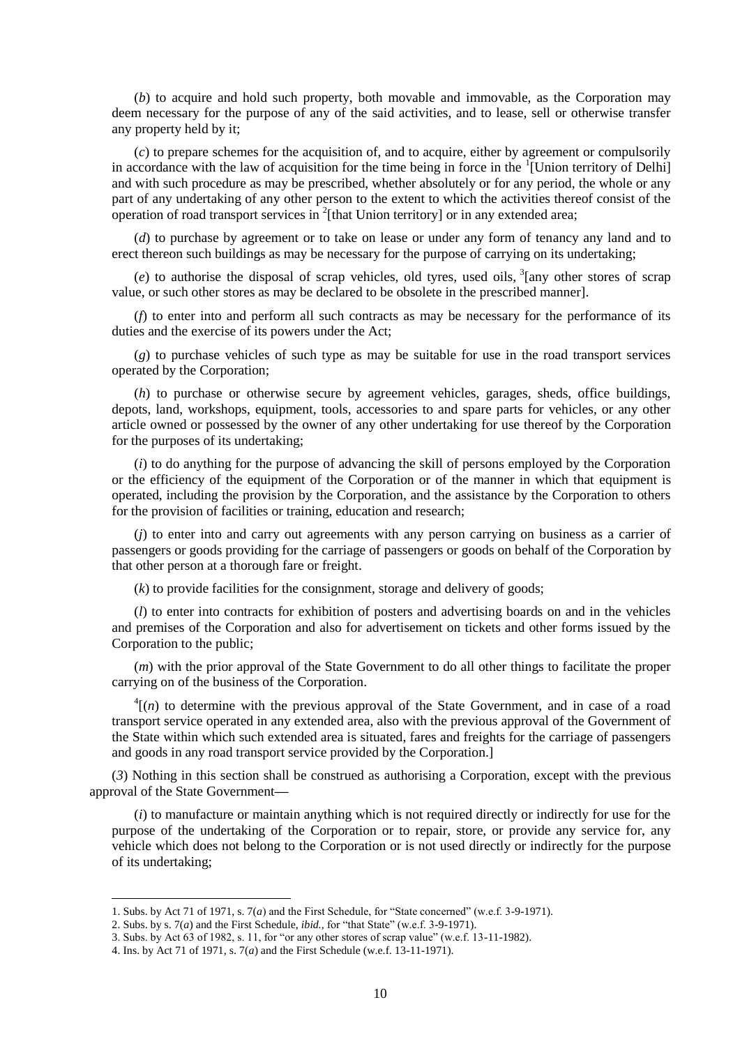(*b*) to acquire and hold such property, both movable and immovable, as the Corporation may deem necessary for the purpose of any of the said activities, and to lease, sell or otherwise transfer any property held by it;

(*c*) to prepare schemes for the acquisition of, and to acquire, either by agreement or compulsorily in accordance with the law of acquisition for the time being in force in the [1][Union territory of Delhi] and with such procedure as may be prescribed, whether absolutely or for any period, the whole or any part of any undertaking of any other person to the extent to which the activities thereof consist of the operation of road transport services in [2][that Union territory] or in any extended area;

(*d*) to purchase by agreement or to take on lease or under any form of tenancy any land and to erect thereon such buildings as may be necessary for the purpose of carrying on its undertaking;

(*e*) to authorise the disposal of scrap vehicles, old tyres, used oils, [3][any other stores of scrap value, or such other stores as may be declared to be obsolete in the prescribed manner].

(*f*) to enter into and perform all such contracts as may be necessary for the performance of its duties and the exercise of its powers under the Act;

(*g*) to purchase vehicles of such type as may be suitable for use in the road transport services operated by the Corporation;

(*h*) to purchase or otherwise secure by agreement vehicles, garages, sheds, office buildings, depots, land, workshops, equipment, tools, accessories to and spare parts for vehicles, or any other article owned or possessed by the owner of any other undertaking for use thereof by the Corporation for the purposes of its undertaking;

(*i*) to do anything for the purpose of advancing the skill of persons employed by the Corporation or the efficiency of the equipment of the Corporation or of the manner in which that equipment is operated, including the provision by the Corporation, and the assistance by the Corporation to others for the provision of facilities or training, education and research;

(*j*) to enter into and carry out agreements with any person carrying on business as a carrier of passengers or goods providing for the carriage of passengers or goods on behalf of the Corporation by that other person at a thorough fare or freight.

(*k*) to provide facilities for the consignment, storage and delivery of goods;

(*l*) to enter into contracts for exhibition of posters and advertising boards on and in the vehicles and premises of the Corporation and also for advertisement on tickets and other forms issued by the Corporation to the public;

(*m*) with the prior approval of the State Government to do all other things to facilitate the proper carrying on of the business of the Corporation.

[4][(*n*) to determine with the previous approval of the State Government, and in case of a road transport service operated in any extended area, also with the previous approval of the Government of the State within which such extended area is situated, fares and freights for the carriage of passengers and goods in any road transport service provided by the Corporation.]

(*3*) Nothing in this section shall be construed as authorising a Corporation, except with the previous approval of the State Government**—**

(*i*) to manufacture or maintain anything which is not required directly or indirectly for use for the purpose of the undertaking of the Corporation or to repair, store, or provide any service for, any vehicle which does not belong to the Corporation or is not used directly or indirectly for the purpose of its undertaking;

---

1. Subs. by Act 71 of 1971, s. 7(*a*) and the First Schedule, for "State concerned" (w.e.f. 3-9-1971).
2. Subs. by s. 7(*a*) and the First Schedule, *ibid.*, for "that State" (w.e.f. 3-9-1971).
3. Subs. by Act 63 of 1982, s. 11, for "or any other stores of scrap value" (w.e.f. 13-11-1982).
4. Ins. by Act 71 of 1971, s. 7(*a*) and the First Schedule (w.e.f. 13-11-1971).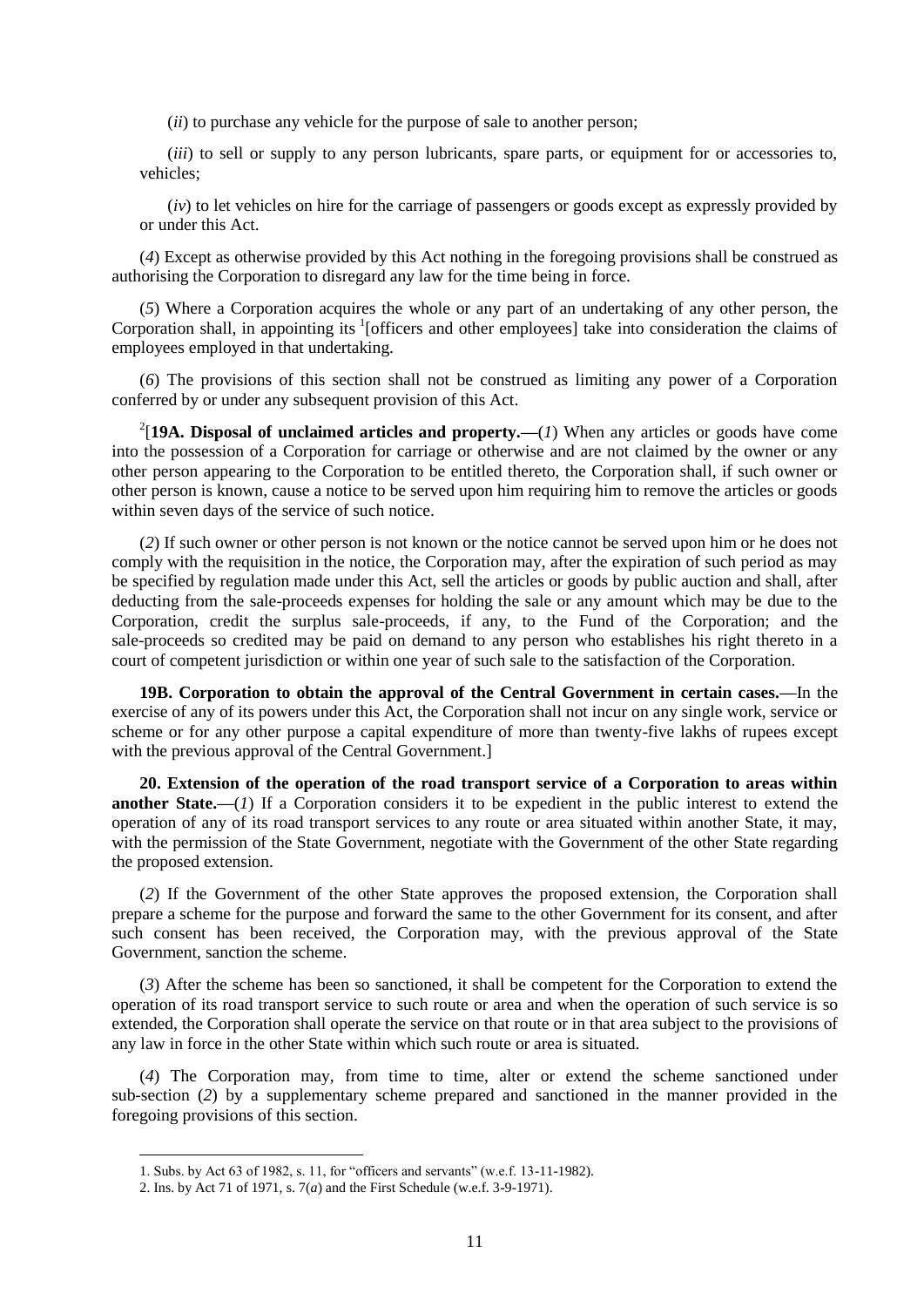(*ii*) to purchase any vehicle for the purpose of sale to another person;

(*iii*) to sell or supply to any person lubricants, spare parts, or equipment for or accessories to, vehicles;

(*iv*) to let vehicles on hire for the carriage of passengers or goods except as expressly provided by or under this Act.

(*4*) Except as otherwise provided by this Act nothing in the foregoing provisions shall be construed as authorising the Corporation to disregard any law for the time being in force.

(*5*) Where a Corporation acquires the whole or any part of an undertaking of any other person, the Corporation shall, in appointing its [1][officers and other employees] take into consideration the claims of employees employed in that undertaking.

(*6*) The provisions of this section shall not be construed as limiting any power of a Corporation conferred by or under any subsequent provision of this Act.

[2][**19A. Disposal of unclaimed articles and property.—**(*1*) When any articles or goods have come into the possession of a Corporation for carriage or otherwise and are not claimed by the owner or any other person appearing to the Corporation to be entitled thereto, the Corporation shall, if such owner or other person is known, cause a notice to be served upon him requiring him to remove the articles or goods within seven days of the service of such notice.

(*2*) If such owner or other person is not known or the notice cannot be served upon him or he does not comply with the requisition in the notice, the Corporation may, after the expiration of such period as may be specified by regulation made under this Act, sell the articles or goods by public auction and shall, after deducting from the sale-proceeds expenses for holding the sale or any amount which may be due to the Corporation, credit the surplus sale-proceeds, if any, to the Fund of the Corporation; and the sale-proceeds so credited may be paid on demand to any person who establishes his right thereto in a court of competent jurisdiction or within one year of such sale to the satisfaction of the Corporation.

**19B. Corporation to obtain the approval of the Central Government in certain cases.—**In the exercise of any of its powers under this Act, the Corporation shall not incur on any single work, service or scheme or for any other purpose a capital expenditure of more than twenty-five lakhs of rupees except with the previous approval of the Central Government.]

**20. Extension of the operation of the road transport service of a Corporation to areas within another State.—**(*1*) If a Corporation considers it to be expedient in the public interest to extend the operation of any of its road transport services to any route or area situated within another State, it may, with the permission of the State Government, negotiate with the Government of the other State regarding the proposed extension.

(*2*) If the Government of the other State approves the proposed extension, the Corporation shall prepare a scheme for the purpose and forward the same to the other Government for its consent, and after such consent has been received, the Corporation may, with the previous approval of the State Government, sanction the scheme.

(*3*) After the scheme has been so sanctioned, it shall be competent for the Corporation to extend the operation of its road transport service to such route or area and when the operation of such service is so extended, the Corporation shall operate the service on that route or in that area subject to the provisions of any law in force in the other State within which such route or area is situated.

(*4*) The Corporation may, from time to time, alter or extend the scheme sanctioned under sub-section (*2*) by a supplementary scheme prepared and sanctioned in the manner provided in the foregoing provisions of this section.

---

1. Subs. by Act 63 of 1982, s. 11, for "officers and servants" (w.e.f. 13-11-1982).
2. Ins. by Act 71 of 1971, s. 7(*a*) and the First Schedule (w.e.f. 3-9-1971).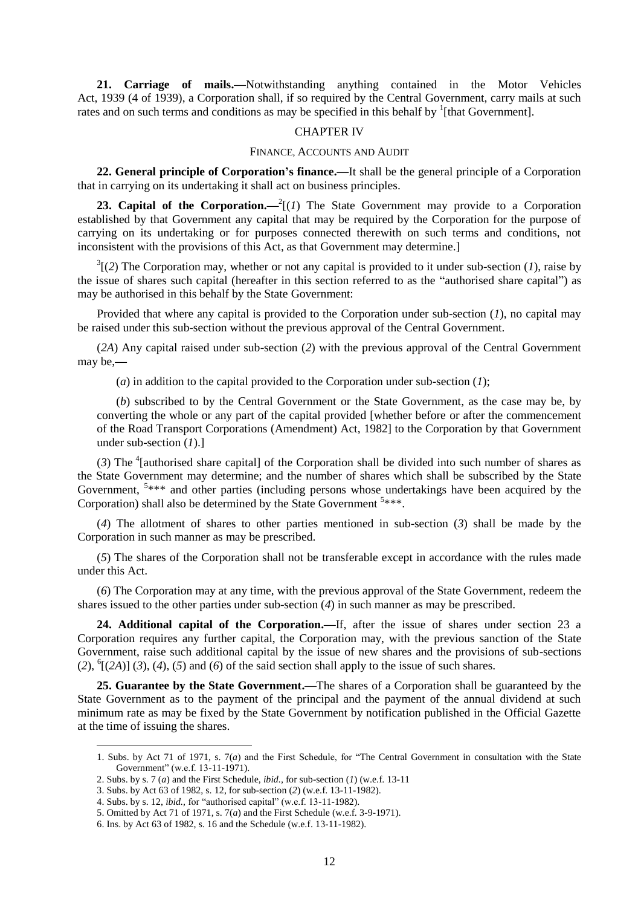**21. Carriage of mails.—**Notwithstanding anything contained in the Motor Vehicles Act, 1939 (4 of 1939), a Corporation shall, if so required by the Central Government, carry mails at such rates and on such terms and conditions as may be specified in this behalf by [1][that Government].

## CHAPTER IV

### FINANCE, ACCOUNTS AND AUDIT

**22. General principle of Corporation's finance.—**It shall be the general principle of a Corporation that in carrying on its undertaking it shall act on business principles.

**23. Capital of the Corporation.—**[2][(*1*) The State Government may provide to a Corporation established by that Government any capital that may be required by the Corporation for the purpose of carrying on its undertaking or for purposes connected therewith on such terms and conditions, not inconsistent with the provisions of this Act, as that Government may determine.]

[3][(*2*) The Corporation may, whether or not any capital is provided to it under sub-section (*1*), raise by the issue of shares such capital (hereafter in this section referred to as the "authorised share capital") as may be authorised in this behalf by the State Government:

Provided that where any capital is provided to the Corporation under sub-section (*1*), no capital may be raised under this sub-section without the previous approval of the Central Government.

(*2A*) Any capital raised under sub-section (*2*) with the previous approval of the Central Government may be,—

(*a*) in addition to the capital provided to the Corporation under sub-section (*1*);

(*b*) subscribed to by the Central Government or the State Government, as the case may be, by converting the whole or any part of the capital provided [whether before or after the commencement of the Road Transport Corporations (Amendment) Act, 1982] to the Corporation by that Government under sub-section (*1*).]

(*3*) The [4][authorised share capital] of the Corporation shall be divided into such number of shares as the State Government may determine; and the number of shares which shall be subscribed by the State Government, [5]*** and other parties (including persons whose undertakings have been acquired by the Corporation) shall also be determined by the State Government [5]***.

(*4*) The allotment of shares to other parties mentioned in sub-section (*3*) shall be made by the Corporation in such manner as may be prescribed.

(*5*) The shares of the Corporation shall not be transferable except in accordance with the rules made under this Act.

(*6*) The Corporation may at any time, with the previous approval of the State Government, redeem the shares issued to the other parties under sub-section (*4*) in such manner as may be prescribed.

**24. Additional capital of the Corporation.—**If, after the issue of shares under section 23 a Corporation requires any further capital, the Corporation may, with the previous sanction of the State Government, raise such additional capital by the issue of new shares and the provisions of sub-sections (*2*), [6][(*2A*)] (*3*), (*4*), (*5*) and (*6*) of the said section shall apply to the issue of such shares.

**25. Guarantee by the State Government.—**The shares of a Corporation shall be guaranteed by the State Government as to the payment of the principal and the payment of the annual dividend at such minimum rate as may be fixed by the State Government by notification published in the Official Gazette at the time of issuing the shares.

---

1. Subs. by Act 71 of 1971, s. 7(*a*) and the First Schedule, for "The Central Government in consultation with the State Government" (w.e.f. 13-11-1971).
2. Subs. by s. 7 (*a*) and the First Schedule, *ibid.*, for sub-section (*1*) (w.e.f. 13-11
3. Subs. by Act 63 of 1982, s. 12, for sub-section (*2*) (w.e.f. 13-11-1982).
4. Subs. by s. 12, *ibid.*, for "authorised capital" (w.e.f. 13-11-1982).
5. Omitted by Act 71 of 1971, s. 7(*a*) and the First Schedule (w.e.f. 3-9-1971).
6. Ins. by Act 63 of 1982, s. 16 and the Schedule (w.e.f. 13-11-1982).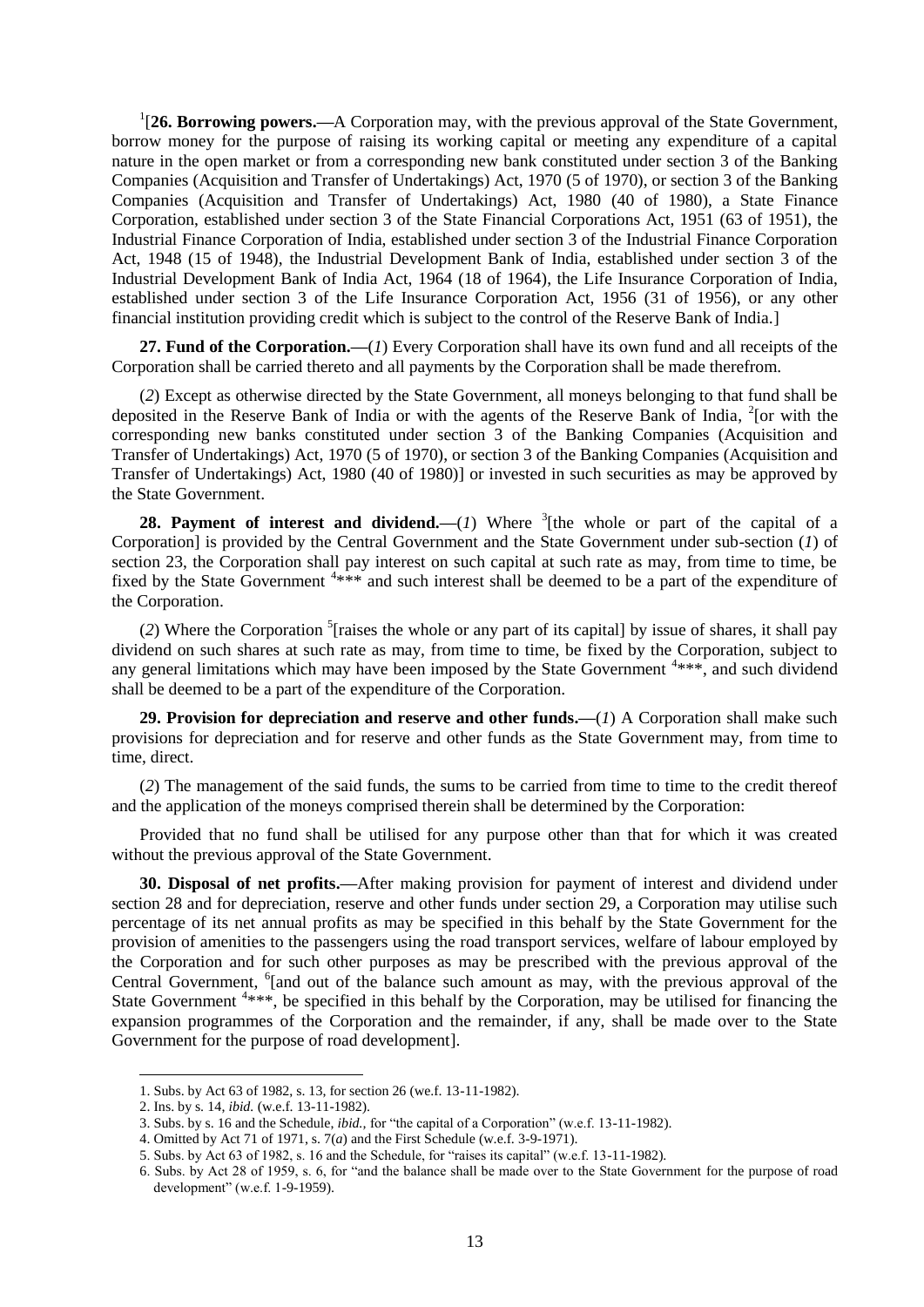[1][**26. Borrowing powers.**—A Corporation may, with the previous approval of the State Government, borrow money for the purpose of raising its working capital or meeting any expenditure of a capital nature in the open market or from a corresponding new bank constituted under section 3 of the Banking Companies (Acquisition and Transfer of Undertakings) Act, 1970 (5 of 1970), or section 3 of the Banking Companies (Acquisition and Transfer of Undertakings) Act, 1980 (40 of 1980), a State Finance Corporation, established under section 3 of the State Financial Corporations Act, 1951 (63 of 1951), the Industrial Finance Corporation of India, established under section 3 of the Industrial Finance Corporation Act, 1948 (15 of 1948), the Industrial Development Bank of India, established under section 3 of the Industrial Development Bank of India Act, 1964 (18 of 1964), the Life Insurance Corporation of India, established under section 3 of the Life Insurance Corporation Act, 1956 (31 of 1956), or any other financial institution providing credit which is subject to the control of the Reserve Bank of India.]

**27. Fund of the Corporation.**—(*1*) Every Corporation shall have its own fund and all receipts of the Corporation shall be carried thereto and all payments by the Corporation shall be made therefrom.

(*2*) Except as otherwise directed by the State Government, all moneys belonging to that fund shall be deposited in the Reserve Bank of India or with the agents of the Reserve Bank of India, [2][or with the corresponding new banks constituted under section 3 of the Banking Companies (Acquisition and Transfer of Undertakings) Act, 1970 (5 of 1970), or section 3 of the Banking Companies (Acquisition and Transfer of Undertakings) Act, 1980 (40 of 1980)] or invested in such securities as may be approved by the State Government.

**28. Payment of interest and dividend.**—(*1*) Where [3][the whole or part of the capital of a Corporation] is provided by the Central Government and the State Government under sub-section (*1*) of section 23, the Corporation shall pay interest on such capital at such rate as may, from time to time, be fixed by the State Government [4]*** and such interest shall be deemed to be a part of the expenditure of the Corporation.

(*2*) Where the Corporation [5][raises the whole or any part of its capital] by issue of shares, it shall pay dividend on such shares at such rate as may, from time to time, be fixed by the Corporation, subject to any general limitations which may have been imposed by the State Government [4]***, and such dividend shall be deemed to be a part of the expenditure of the Corporation.

**29. Provision for depreciation and reserve and other funds.**—(*1*) A Corporation shall make such provisions for depreciation and for reserve and other funds as the State Government may, from time to time, direct.

(*2*) The management of the said funds, the sums to be carried from time to time to the credit thereof and the application of the moneys comprised therein shall be determined by the Corporation:

Provided that no fund shall be utilised for any purpose other than that for which it was created without the previous approval of the State Government.

**30. Disposal of net profits.**—After making provision for payment of interest and dividend under section 28 and for depreciation, reserve and other funds under section 29, a Corporation may utilise such percentage of its net annual profits as may be specified in this behalf by the State Government for the provision of amenities to the passengers using the road transport services, welfare of labour employed by the Corporation and for such other purposes as may be prescribed with the previous approval of the Central Government, [6][and out of the balance such amount as may, with the previous approval of the State Government [4]***, be specified in this behalf by the Corporation, may be utilised for financing the expansion programmes of the Corporation and the remainder, if any, shall be made over to the State Government for the purpose of road development].

---

1. Subs. by Act 63 of 1982, s. 13, for section 26 (we.f. 13-11-1982).
2. Ins. by s. 14, *ibid.* (w.e.f. 13-11-1982).
3. Subs. by s. 16 and the Schedule, *ibid.*, for "the capital of a Corporation" (w.e.f. 13-11-1982).
4. Omitted by Act 71 of 1971, s. 7(*a*) and the First Schedule (w.e.f. 3-9-1971).
5. Subs. by Act 63 of 1982, s. 16 and the Schedule, for "raises its capital" (w.e.f. 13-11-1982).
6. Subs. by Act 28 of 1959, s. 6, for "and the balance shall be made over to the State Government for the purpose of road development" (w.e.f. 1-9-1959).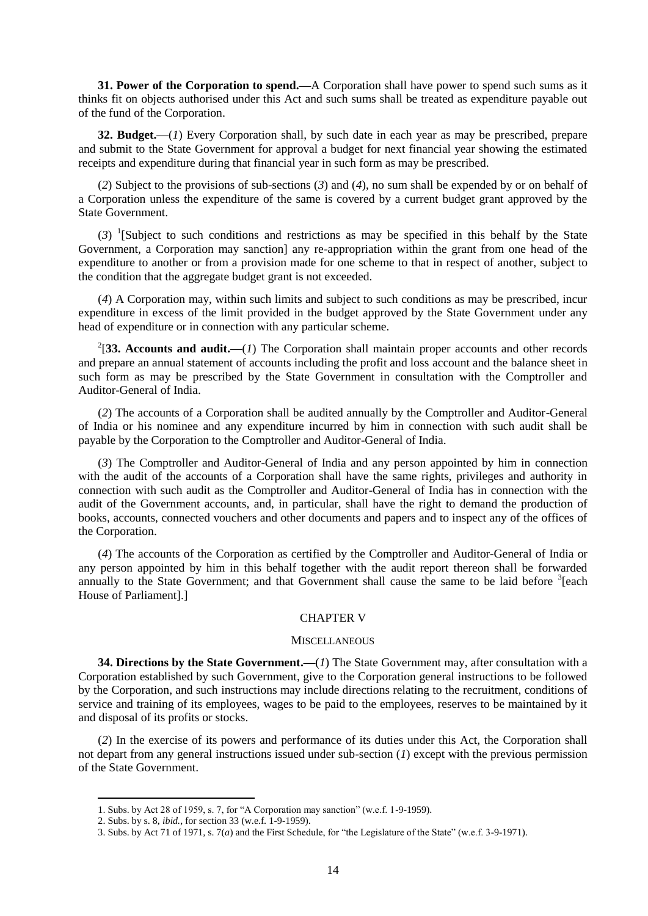**31. Power of the Corporation to spend.—**A Corporation shall have power to spend such sums as it thinks fit on objects authorised under this Act and such sums shall be treated as expenditure payable out of the fund of the Corporation.

**32. Budget.—**(*1*) Every Corporation shall, by such date in each year as may be prescribed, prepare and submit to the State Government for approval a budget for next financial year showing the estimated receipts and expenditure during that financial year in such form as may be prescribed.

(*2*) Subject to the provisions of sub-sections (*3*) and (*4*), no sum shall be expended by or on behalf of a Corporation unless the expenditure of the same is covered by a current budget grant approved by the State Government.

(*3*) [1][Subject to such conditions and restrictions as may be specified in this behalf by the State Government, a Corporation may sanction] any re-appropriation within the grant from one head of the expenditure to another or from a provision made for one scheme to that in respect of another, subject to the condition that the aggregate budget grant is not exceeded.

(*4*) A Corporation may, within such limits and subject to such conditions as may be prescribed, incur expenditure in excess of the limit provided in the budget approved by the State Government under any head of expenditure or in connection with any particular scheme.

[2][**33. Accounts and audit.—**(*1*) The Corporation shall maintain proper accounts and other records and prepare an annual statement of accounts including the profit and loss account and the balance sheet in such form as may be prescribed by the State Government in consultation with the Comptroller and Auditor-General of India.

(*2*) The accounts of a Corporation shall be audited annually by the Comptroller and Auditor-General of India or his nominee and any expenditure incurred by him in connection with such audit shall be payable by the Corporation to the Comptroller and Auditor-General of India.

(*3*) The Comptroller and Auditor-General of India and any person appointed by him in connection with the audit of the accounts of a Corporation shall have the same rights, privileges and authority in connection with such audit as the Comptroller and Auditor-General of India has in connection with the audit of the Government accounts, and, in particular, shall have the right to demand the production of books, accounts, connected vouchers and other documents and papers and to inspect any of the offices of the Corporation.

(*4*) The accounts of the Corporation as certified by the Comptroller and Auditor-General of India or any person appointed by him in this behalf together with the audit report thereon shall be forwarded annually to the State Government; and that Government shall cause the same to be laid before [3][each House of Parliament].]

## CHAPTER V

## MISCELLANEOUS

**34. Directions by the State Government.—**(*1*) The State Government may, after consultation with a Corporation established by such Government, give to the Corporation general instructions to be followed by the Corporation, and such instructions may include directions relating to the recruitment, conditions of service and training of its employees, wages to be paid to the employees, reserves to be maintained by it and disposal of its profits or stocks.

(*2*) In the exercise of its powers and performance of its duties under this Act, the Corporation shall not depart from any general instructions issued under sub-section (*1*) except with the previous permission of the State Government.

---

1. Subs. by Act 28 of 1959, s. 7, for "A Corporation may sanction" (w.e.f. 1-9-1959).
2. Subs. by s. 8, *ibid.*, for section 33 (w.e.f. 1-9-1959).
3. Subs. by Act 71 of 1971, s. 7(*a*) and the First Schedule, for "the Legislature of the State" (w.e.f. 3-9-1971).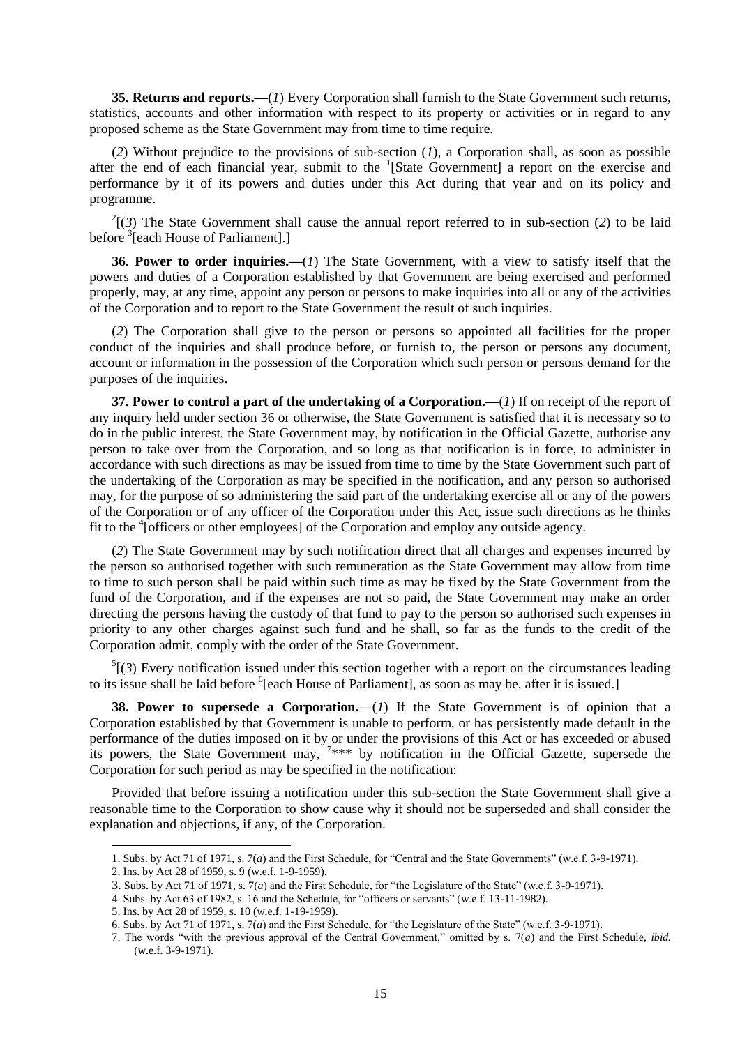**35. Returns and reports.—**(*1*) Every Corporation shall furnish to the State Government such returns, statistics, accounts and other information with respect to its property or activities or in regard to any proposed scheme as the State Government may from time to time require.

(*2*) Without prejudice to the provisions of sub-section (*1*), a Corporation shall, as soon as possible after the end of each financial year, submit to the [1][State Government] a report on the exercise and performance by it of its powers and duties under this Act during that year and on its policy and programme.

[2][(*3*) The State Government shall cause the annual report referred to in sub-section (*2*) to be laid before [3][each House of Parliament].]

**36. Power to order inquiries.—**(*1*) The State Government, with a view to satisfy itself that the powers and duties of a Corporation established by that Government are being exercised and performed properly, may, at any time, appoint any person or persons to make inquiries into all or any of the activities of the Corporation and to report to the State Government the result of such inquiries.

(*2*) The Corporation shall give to the person or persons so appointed all facilities for the proper conduct of the inquiries and shall produce before, or furnish to, the person or persons any document, account or information in the possession of the Corporation which such person or persons demand for the purposes of the inquiries.

**37. Power to control a part of the undertaking of a Corporation.—**(*1*) If on receipt of the report of any inquiry held under section 36 or otherwise, the State Government is satisfied that it is necessary so to do in the public interest, the State Government may, by notification in the Official Gazette, authorise any person to take over from the Corporation, and so long as that notification is in force, to administer in accordance with such directions as may be issued from time to time by the State Government such part of the undertaking of the Corporation as may be specified in the notification, and any person so authorised may, for the purpose of so administering the said part of the undertaking exercise all or any of the powers of the Corporation or of any officer of the Corporation under this Act, issue such directions as he thinks fit to the [4][officers or other employees] of the Corporation and employ any outside agency.

(*2*) The State Government may by such notification direct that all charges and expenses incurred by the person so authorised together with such remuneration as the State Government may allow from time to time to such person shall be paid within such time as may be fixed by the State Government from the fund of the Corporation, and if the expenses are not so paid, the State Government may make an order directing the persons having the custody of that fund to pay to the person so authorised such expenses in priority to any other charges against such fund and he shall, so far as the funds to the credit of the Corporation admit, comply with the order of the State Government.

[5][(*3*) Every notification issued under this section together with a report on the circumstances leading to its issue shall be laid before [6][each House of Parliament], as soon as may be, after it is issued.]

**38. Power to supersede a Corporation.—**(*1*) If the State Government is of opinion that a Corporation established by that Government is unable to perform, or has persistently made default in the performance of the duties imposed on it by or under the provisions of this Act or has exceeded or abused its powers, the State Government may, [7]*** by notification in the Official Gazette, supersede the Corporation for such period as may be specified in the notification:

Provided that before issuing a notification under this sub-section the State Government shall give a reasonable time to the Corporation to show cause why it should not be superseded and shall consider the explanation and objections, if any, of the Corporation.

---

1. Subs. by Act 71 of 1971, s. 7(*a*) and the First Schedule, for "Central and the State Governments" (w.e.f. 3-9-1971).
2. Ins. by Act 28 of 1959, s. 9 (w.e.f. 1-9-1959).
3. Subs. by Act 71 of 1971, s. 7(*a*) and the First Schedule, for "the Legislature of the State" (w.e.f. 3-9-1971).
4. Subs. by Act 63 of 1982, s. 16 and the Schedule, for "officers or servants" (w.e.f. 13-11-1982).
5. Ins. by Act 28 of 1959, s. 10 (w.e.f. 1-19-1959).
6. Subs. by Act 71 of 1971, s. 7(*a*) and the First Schedule, for "the Legislature of the State" (w.e.f. 3-9-1971).
7. The words "with the previous approval of the Central Government," omitted by s. 7(*a*) and the First Schedule, *ibid.* (w.e.f. 3-9-1971).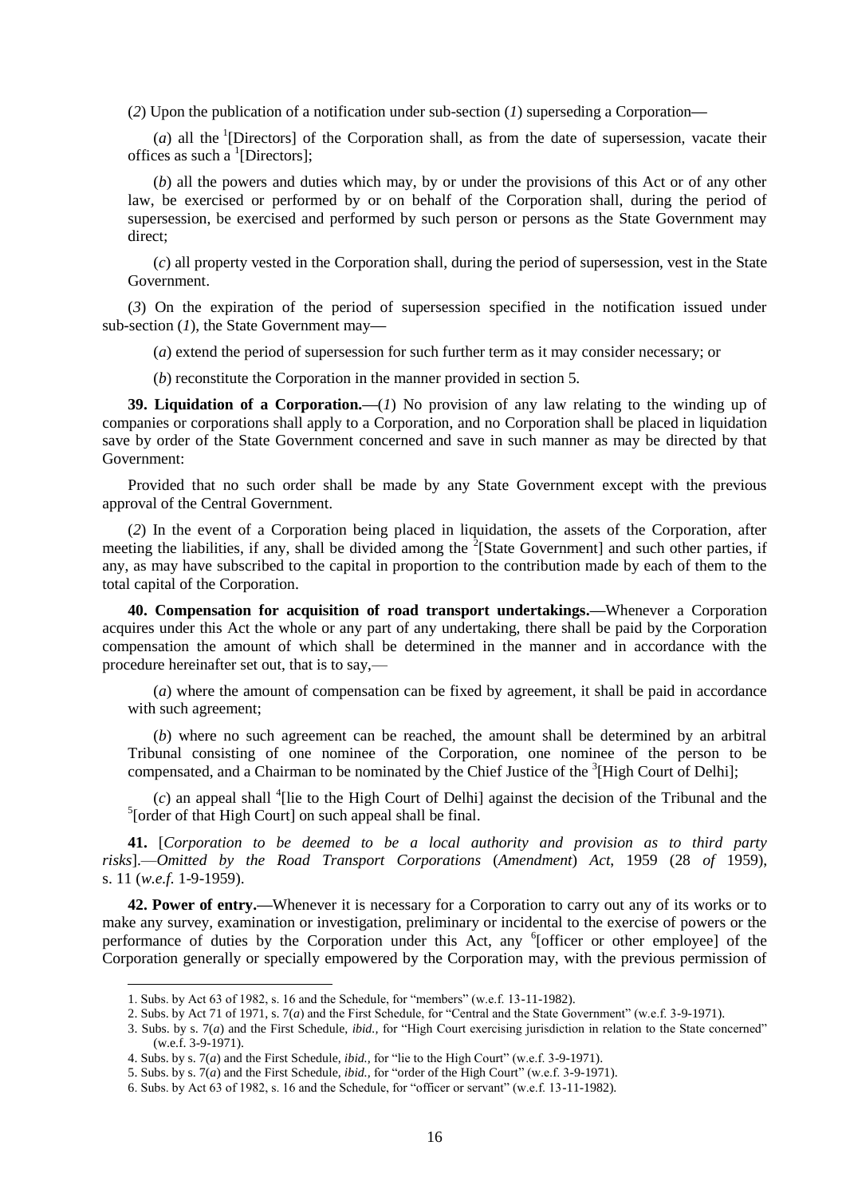(*2*) Upon the publication of a notification under sub-section (*1*) superseding a Corporation**—**

(*a*) all the [1][Directors] of the Corporation shall, as from the date of supersession, vacate their offices as such a [1][Directors];

(*b*) all the powers and duties which may, by or under the provisions of this Act or of any other law, be exercised or performed by or on behalf of the Corporation shall, during the period of supersession, be exercised and performed by such person or persons as the State Government may direct;

(*c*) all property vested in the Corporation shall, during the period of supersession, vest in the State Government.

(*3*) On the expiration of the period of supersession specified in the notification issued under sub-section (*1*), the State Government may**—**

(*a*) extend the period of supersession for such further term as it may consider necessary; or

(*b*) reconstitute the Corporation in the manner provided in section 5.

**39. Liquidation of a Corporation.—**(*1*) No provision of any law relating to the winding up of companies or corporations shall apply to a Corporation, and no Corporation shall be placed in liquidation save by order of the State Government concerned and save in such manner as may be directed by that Government:

Provided that no such order shall be made by any State Government except with the previous approval of the Central Government.

(*2*) In the event of a Corporation being placed in liquidation, the assets of the Corporation, after meeting the liabilities, if any, shall be divided among the [2][State Government] and such other parties, if any, as may have subscribed to the capital in proportion to the contribution made by each of them to the total capital of the Corporation.

**40. Compensation for acquisition of road transport undertakings.—**Whenever a Corporation acquires under this Act the whole or any part of any undertaking, there shall be paid by the Corporation compensation the amount of which shall be determined in the manner and in accordance with the procedure hereinafter set out, that is to say,—

(*a*) where the amount of compensation can be fixed by agreement, it shall be paid in accordance with such agreement;

(*b*) where no such agreement can be reached, the amount shall be determined by an arbitral Tribunal consisting of one nominee of the Corporation, one nominee of the person to be compensated, and a Chairman to be nominated by the Chief Justice of the [3][High Court of Delhi];

(*c*) an appeal shall [4][lie to the High Court of Delhi] against the decision of the Tribunal and the [5][order of that High Court] on such appeal shall be final.

**41.** [*Corporation to be deemed to be a local authority and provision as to third party risks*].—*Omitted by the Road Transport Corporations* (*Amendment*) *Act*, 1959 (28 *of* 1959), s. 11 (*w.e.f.* 1-9-1959).

**42. Power of entry.—**Whenever it is necessary for a Corporation to carry out any of its works or to make any survey, examination or investigation, preliminary or incidental to the exercise of powers or the performance of duties by the Corporation under this Act, any [6][officer or other employee] of the Corporation generally or specially empowered by the Corporation may, with the previous permission of

---

1. Subs. by Act 63 of 1982, s. 16 and the Schedule, for "members" (w.e.f. 13-11-1982).
2. Subs. by Act 71 of 1971, s. 7(*a*) and the First Schedule, for "Central and the State Government" (w.e.f. 3-9-1971).
3. Subs. by s. 7(*a*) and the First Schedule, *ibid.,* for "High Court exercising jurisdiction in relation to the State concerned" (w.e.f. 3-9-1971).
4. Subs. by s. 7(*a*) and the First Schedule, *ibid.,* for "lie to the High Court" (w.e.f. 3-9-1971).
5. Subs. by s. 7(*a*) and the First Schedule, *ibid.,* for "order of the High Court" (w.e.f. 3-9-1971).
6. Subs. by Act 63 of 1982, s. 16 and the Schedule, for "officer or servant" (w.e.f. 13-11-1982).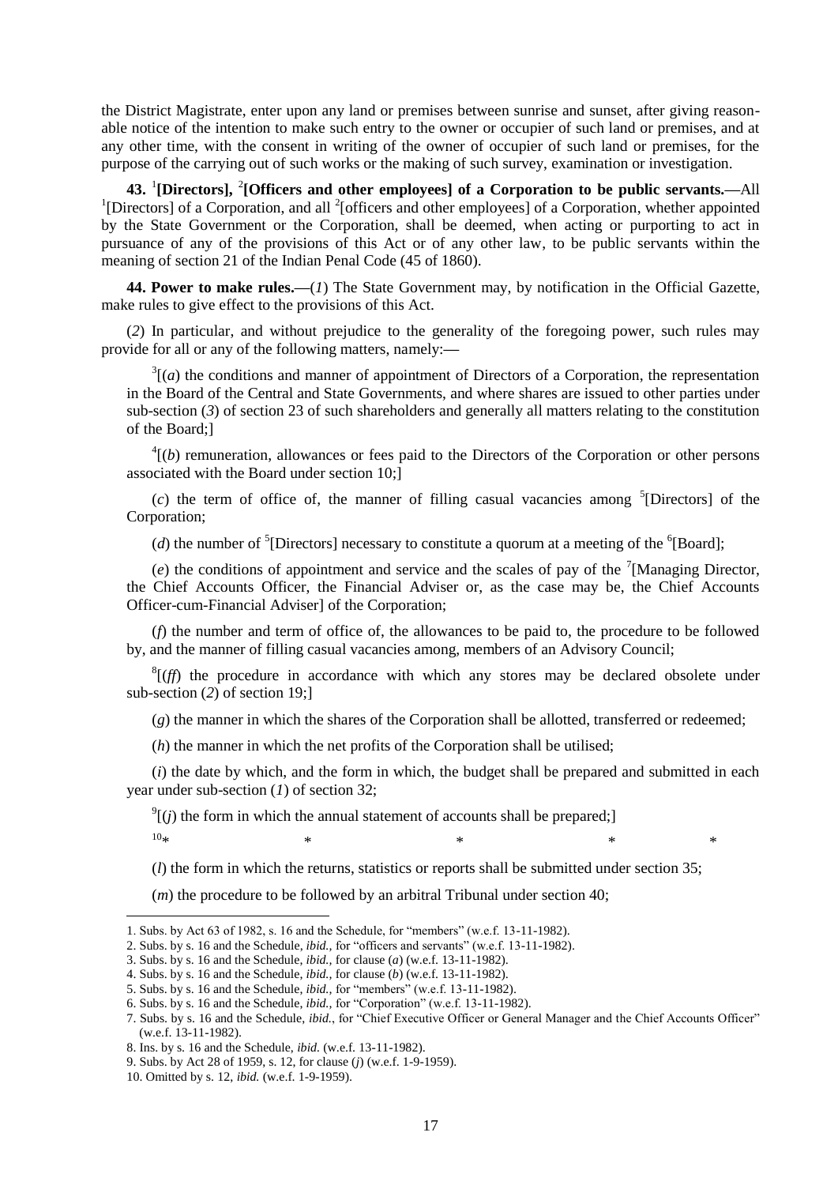the District Magistrate, enter upon any land or premises between sunrise and sunset, after giving reasonable notice of the intention to make such entry to the owner or occupier of such land or premises, and at any other time, with the consent in writing of the owner of occupier of such land or premises, for the purpose of the carrying out of such works or the making of such survey, examination or investigation.

**43. [1][Directors], [2][Officers and other employees] of a Corporation to be public servants.—**All [1][Directors] of a Corporation, and all [2][officers and other employees] of a Corporation, whether appointed by the State Government or the Corporation, shall be deemed, when acting or purporting to act in pursuance of any of the provisions of this Act or of any other law, to be public servants within the meaning of section 21 of the Indian Penal Code (45 of 1860).

**44. Power to make rules.—**(*1*) The State Government may, by notification in the Official Gazette, make rules to give effect to the provisions of this Act.

(*2*) In particular, and without prejudice to the generality of the foregoing power, such rules may provide for all or any of the following matters, namely:—

[3][(*a*) the conditions and manner of appointment of Directors of a Corporation, the representation in the Board of the Central and State Governments, and where shares are issued to other parties under sub-section (*3*) of section 23 of such shareholders and generally all matters relating to the constitution of the Board;]

[4][(*b*) remuneration, allowances or fees paid to the Directors of the Corporation or other persons associated with the Board under section 10;]

(*c*) the term of office of, the manner of filling casual vacancies among [5][Directors] of the Corporation;

(*d*) the number of [5][Directors] necessary to constitute a quorum at a meeting of the [6][Board];

(*e*) the conditions of appointment and service and the scales of pay of the [7][Managing Director, the Chief Accounts Officer, the Financial Adviser or, as the case may be, the Chief Accounts Officer-cum-Financial Adviser] of the Corporation;

(*f*) the number and term of office of, the allowances to be paid to, the procedure to be followed by, and the manner of filling casual vacancies among, members of an Advisory Council;

[8][(*ff*) the procedure in accordance with which any stores may be declared obsolete under sub-section (*2*) of section 19;]

(*g*) the manner in which the shares of the Corporation shall be allotted, transferred or redeemed;

(*h*) the manner in which the net profits of the Corporation shall be utilised;

(*i*) the date by which, and the form in which, the budget shall be prepared and submitted in each year under sub-section (*1*) of section 32;

[9][(*j*) the form in which the annual statement of accounts shall be prepared;]

[10]* * * * *

(*l*) the form in which the returns, statistics or reports shall be submitted under section 35;

(*m*) the procedure to be followed by an arbitral Tribunal under section 40;

---

1. Subs. by Act 63 of 1982, s. 16 and the Schedule, for "members" (w.e.f. 13-11-1982).
2. Subs. by s. 16 and the Schedule, *ibid.*, for "officers and servants" (w.e.f. 13-11-1982).
3. Subs. by s. 16 and the Schedule, *ibid.*, for clause (*a*) (w.e.f. 13-11-1982).
4. Subs. by s. 16 and the Schedule, *ibid.*, for clause (*b*) (w.e.f. 13-11-1982).
5. Subs. by s. 16 and the Schedule, *ibid.*, for "members" (w.e.f. 13-11-1982).
6. Subs. by s. 16 and the Schedule, *ibid.*, for "Corporation" (w.e.f. 13-11-1982).
7. Subs. by s. 16 and the Schedule, *ibid.*, for "Chief Executive Officer or General Manager and the Chief Accounts Officer" (w.e.f. 13-11-1982).
8. Ins. by s. 16 and the Schedule, *ibid.* (w.e.f. 13-11-1982).
9. Subs. by Act 28 of 1959, s. 12, for clause (*j*) (w.e.f. 1-9-1959).
10. Omitted by s. 12, *ibid.* (w.e.f. 1-9-1959).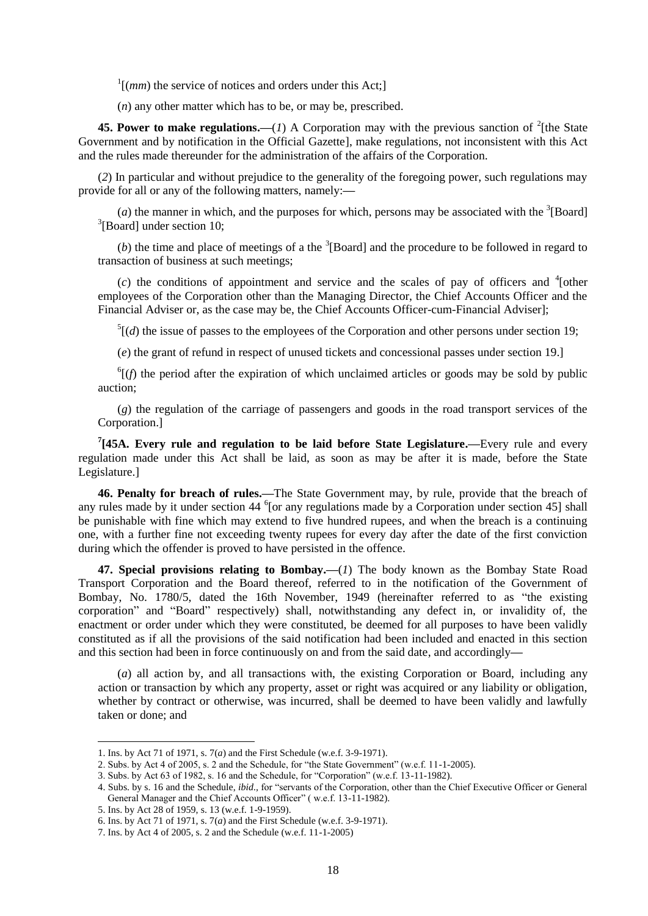[1][(*mm*) the service of notices and orders under this Act;]

(*n*) any other matter which has to be, or may be, prescribed.

**45. Power to make regulations.—**(*1*) A Corporation may with the previous sanction of [2][the State Government and by notification in the Official Gazette], make regulations, not inconsistent with this Act and the rules made thereunder for the administration of the affairs of the Corporation.

(*2*) In particular and without prejudice to the generality of the foregoing power, such regulations may provide for all or any of the following matters, namely:—

(*a*) the manner in which, and the purposes for which, persons may be associated with the [3][Board] [3][Board] under section 10;

(*b*) the time and place of meetings of a the [3][Board] and the procedure to be followed in regard to transaction of business at such meetings;

(*c*) the conditions of appointment and service and the scales of pay of officers and [4][other employees of the Corporation other than the Managing Director, the Chief Accounts Officer and the Financial Adviser or, as the case may be, the Chief Accounts Officer-cum-Financial Adviser];

[5][(*d*) the issue of passes to the employees of the Corporation and other persons under section 19;

(*e*) the grant of refund in respect of unused tickets and concessional passes under section 19.]

[6][(*f*) the period after the expiration of which unclaimed articles or goods may be sold by public auction;

(*g*) the regulation of the carriage of passengers and goods in the road transport services of the Corporation.]

[7]**[45A. Every rule and regulation to be laid before State Legislature.—**Every rule and every regulation made under this Act shall be laid, as soon as may be after it is made, before the State Legislature.]

**46. Penalty for breach of rules.—**The State Government may, by rule, provide that the breach of any rules made by it under section 44 [6][or any regulations made by a Corporation under section 45] shall be punishable with fine which may extend to five hundred rupees, and when the breach is a continuing one, with a further fine not exceeding twenty rupees for every day after the date of the first conviction during which the offender is proved to have persisted in the offence.

**47. Special provisions relating to Bombay.—**(*1*) The body known as the Bombay State Road Transport Corporation and the Board thereof, referred to in the notification of the Government of Bombay, No. 1780/5, dated the 16th November, 1949 (hereinafter referred to as "the existing corporation" and "Board" respectively) shall, notwithstanding any defect in, or invalidity of, the enactment or order under which they were constituted, be deemed for all purposes to have been validly constituted as if all the provisions of the said notification had been included and enacted in this section and this section had been in force continuously on and from the said date, and accordingly—

(*a*) all action by, and all transactions with, the existing Corporation or Board, including any action or transaction by which any property, asset or right was acquired or any liability or obligation, whether by contract or otherwise, was incurred, shall be deemed to have been validly and lawfully taken or done; and

---

1. Ins. by Act 71 of 1971, s. 7(*a*) and the First Schedule (w.e.f. 3-9-1971).
2. Subs. by Act 4 of 2005, s. 2 and the Schedule, for "the State Government" (w.e.f. 11-1-2005).
3. Subs. by Act 63 of 1982, s. 16 and the Schedule, for "Corporation" (w.e.f. 13-11-1982).
4. Subs. by s. 16 and the Schedule, *ibid.*, for "servants of the Corporation, other than the Chief Executive Officer or General General Manager and the Chief Accounts Officer" ( w.e.f. 13-11-1982).
5. Ins. by Act 28 of 1959, s. 13 (w.e.f. 1-9-1959).
6. Ins. by Act 71 of 1971, s. 7(*a*) and the First Schedule (w.e.f. 3-9-1971).
7. Ins. by Act 4 of 2005, s. 2 and the Schedule (w.e.f. 11-1-2005)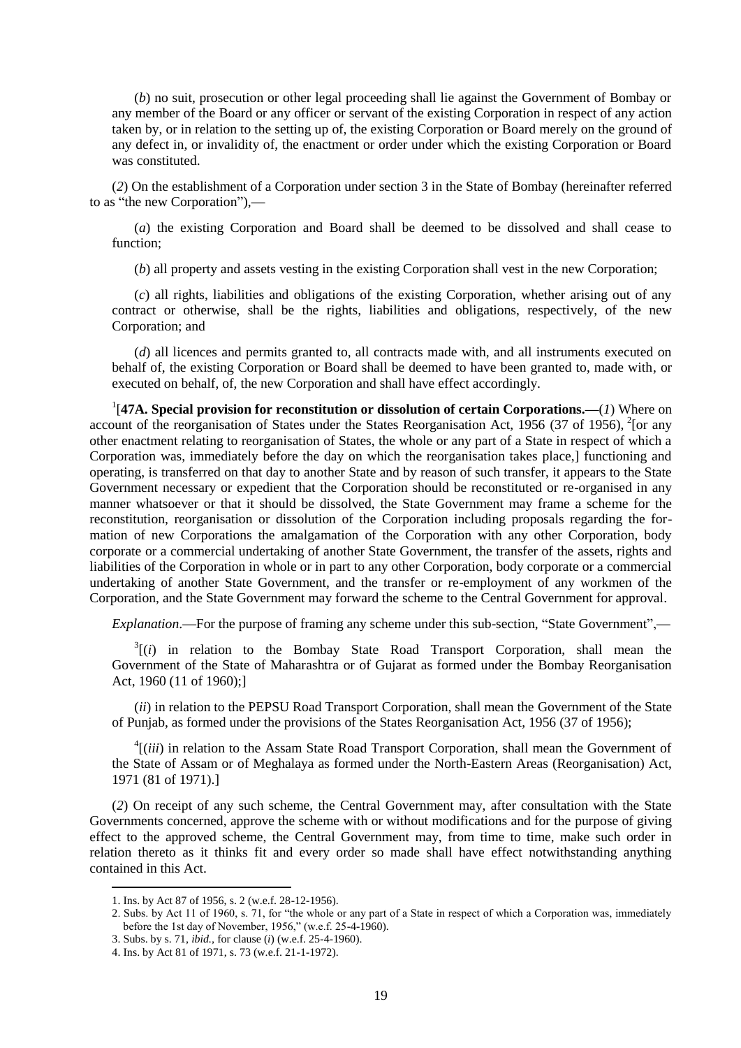(*b*) no suit, prosecution or other legal proceeding shall lie against the Government of Bombay or any member of the Board or any officer or servant of the existing Corporation in respect of any action taken by, or in relation to the setting up of, the existing Corporation or Board merely on the ground of any defect in, or invalidity of, the enactment or order under which the existing Corporation or Board was constituted.

(*2*) On the establishment of a Corporation under section 3 in the State of Bombay (hereinafter referred to as "the new Corporation"),—

(*a*) the existing Corporation and Board shall be deemed to be dissolved and shall cease to function;

(*b*) all property and assets vesting in the existing Corporation shall vest in the new Corporation;

(*c*) all rights, liabilities and obligations of the existing Corporation, whether arising out of any contract or otherwise, shall be the rights, liabilities and obligations, respectively, of the new Corporation; and

(*d*) all licences and permits granted to, all contracts made with, and all instruments executed on behalf of, the existing Corporation or Board shall be deemed to have been granted to, made with, or executed on behalf, of, the new Corporation and shall have effect accordingly.

[1][**47A. Special provision for reconstitution or dissolution of certain Corporations.**—(*1*) Where on account of the reorganisation of States under the States Reorganisation Act, 1956 (37 of 1956), [2][or any other enactment relating to reorganisation of States, the whole or any part of a State in respect of which a Corporation was, immediately before the day on which the reorganisation takes place,] functioning and operating, is transferred on that day to another State and by reason of such transfer, it appears to the State Government necessary or expedient that the Corporation should be reconstituted or re-organised in any manner whatsoever or that it should be dissolved, the State Government may frame a scheme for the reconstitution, reorganisation or dissolution of the Corporation including proposals regarding the formation of new Corporations the amalgamation of the Corporation with any other Corporation, body corporate or a commercial undertaking of another State Government, the transfer of the assets, rights and liabilities of the Corporation in whole or in part to any other Corporation, body corporate or a commercial undertaking of another State Government, and the transfer or re-employment of any workmen of the Corporation, and the State Government may forward the scheme to the Central Government for approval.

*Explanation*.—For the purpose of framing any scheme under this sub-section, "State Government",—

[3][(*i*) in relation to the Bombay State Road Transport Corporation, shall mean the Government of the State of Maharashtra or of Gujarat as formed under the Bombay Reorganisation Act, 1960 (11 of 1960);]

(*ii*) in relation to the PEPSU Road Transport Corporation, shall mean the Government of the State of Punjab, as formed under the provisions of the States Reorganisation Act, 1956 (37 of 1956);

[4][(*iii*) in relation to the Assam State Road Transport Corporation, shall mean the Government of the State of Assam or of Meghalaya as formed under the North-Eastern Areas (Reorganisation) Act, 1971 (81 of 1971).]

(*2*) On receipt of any such scheme, the Central Government may, after consultation with the State Governments concerned, approve the scheme with or without modifications and for the purpose of giving effect to the approved scheme, the Central Government may, from time to time, make such order in relation thereto as it thinks fit and every order so made shall have effect notwithstanding anything contained in this Act.

---

1. Ins. by Act 87 of 1956, s. 2 (w.e.f. 28-12-1956).
2. Subs. by Act 11 of 1960, s. 71, for "the whole or any part of a State in respect of which a Corporation was, immediately before the 1st day of November, 1956," (w.e.f. 25-4-1960).
3. Subs. by s. 71, *ibid.*, for clause (*i*) (w.e.f. 25-4-1960).
4. Ins. by Act 81 of 1971, s. 73 (w.e.f. 21-1-1972).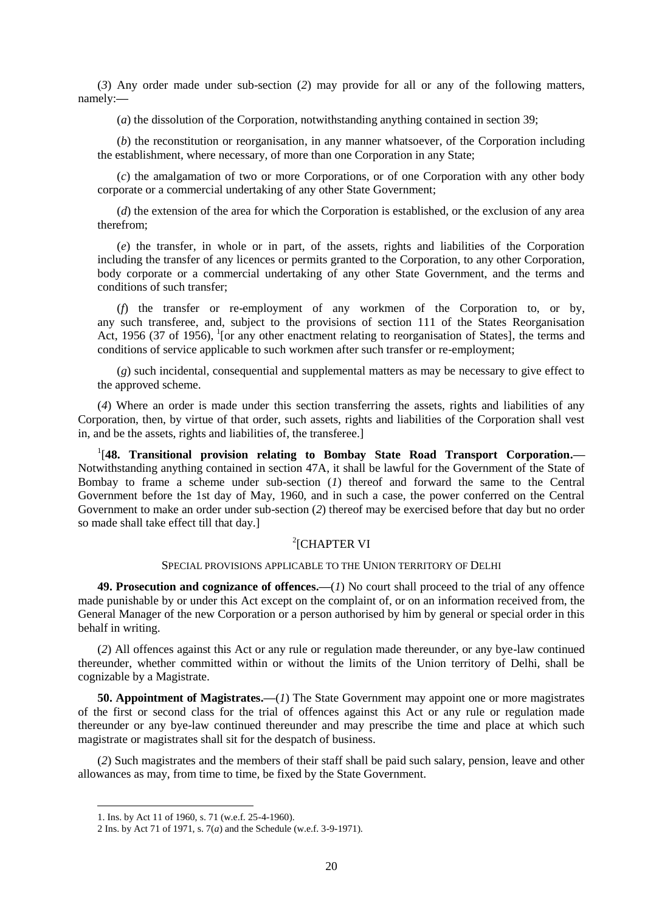(*3*) Any order made under sub-section (*2*) may provide for all or any of the following matters, namely:—

(*a*) the dissolution of the Corporation, notwithstanding anything contained in section 39;

(*b*) the reconstitution or reorganisation, in any manner whatsoever, of the Corporation including the establishment, where necessary, of more than one Corporation in any State;

(*c*) the amalgamation of two or more Corporations, or of one Corporation with any other body corporate or a commercial undertaking of any other State Government;

(*d*) the extension of the area for which the Corporation is established, or the exclusion of any area therefrom;

(*e*) the transfer, in whole or in part, of the assets, rights and liabilities of the Corporation including the transfer of any licences or permits granted to the Corporation, to any other Corporation, body corporate or a commercial undertaking of any other State Government, and the terms and conditions of such transfer;

(*f*) the transfer or re-employment of any workmen of the Corporation to, or by, any such transferee, and, subject to the provisions of section 111 of the States Reorganisation Act, 1956 (37 of 1956), [1][or any other enactment relating to reorganisation of States], the terms and conditions of service applicable to such workmen after such transfer or re-employment;

(*g*) such incidental, consequential and supplemental matters as may be necessary to give effect to the approved scheme.

(*4*) Where an order is made under this section transferring the assets, rights and liabilities of any Corporation, then, by virtue of that order, such assets, rights and liabilities of the Corporation shall vest in, and be the assets, rights and liabilities of, the transferee.]

[1][**48. Transitional provision relating to Bombay State Road Transport Corporation.—** Notwithstanding anything contained in section 47A, it shall be lawful for the Government of the State of Bombay to frame a scheme under sub-section (*1*) thereof and forward the same to the Central Government before the 1st day of May, 1960, and in such a case, the power conferred on the Central Government to make an order under sub-section (*2*) thereof may be exercised before that day but no order so made shall take effect till that day.]

## [2][CHAPTER VI

### SPECIAL PROVISIONS APPLICABLE TO THE UNION TERRITORY OF DELHI

**49. Prosecution and cognizance of offences.—**(*1*) No court shall proceed to the trial of any offence made punishable by or under this Act except on the complaint of, or on an information received from, the General Manager of the new Corporation or a person authorised by him by general or special order in this behalf in writing.

(*2*) All offences against this Act or any rule or regulation made thereunder, or any bye-law continued thereunder, whether committed within or without the limits of the Union territory of Delhi, shall be cognizable by a Magistrate.

**50. Appointment of Magistrates.—**(*1*) The State Government may appoint one or more magistrates of the first or second class for the trial of offences against this Act or any rule or regulation made thereunder or any bye-law continued thereunder and may prescribe the time and place at which such magistrate or magistrates shall sit for the despatch of business.

(*2*) Such magistrates and the members of their staff shall be paid such salary, pension, leave and other allowances as may, from time to time, be fixed by the State Government.

---

1. Ins. by Act 11 of 1960, s. 71 (w.e.f. 25-4-1960).

2 Ins. by Act 71 of 1971, s. 7(*a*) and the Schedule (w.e.f. 3-9-1971).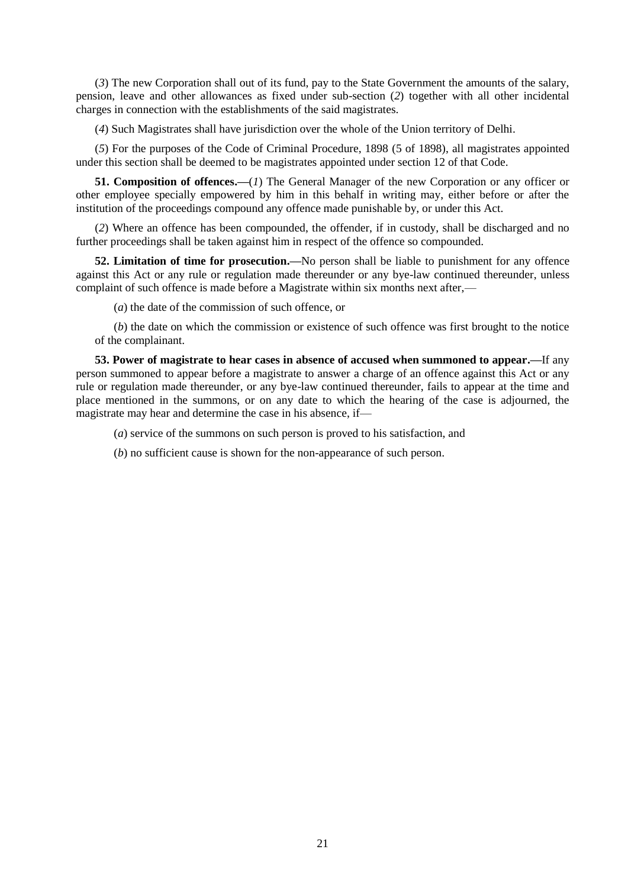(*3*) The new Corporation shall out of its fund, pay to the State Government the amounts of the salary, pension, leave and other allowances as fixed under sub-section (*2*) together with all other incidental charges in connection with the establishments of the said magistrates.

(*4*) Such Magistrates shall have jurisdiction over the whole of the Union territory of Delhi.

(*5*) For the purposes of the Code of Criminal Procedure, 1898 (5 of 1898), all magistrates appointed under this section shall be deemed to be magistrates appointed under section 12 of that Code.

**51. Composition of offences.**—(*1*) The General Manager of the new Corporation or any officer or other employee specially empowered by him in this behalf in writing may, either before or after the institution of the proceedings compound any offence made punishable by, or under this Act.

(*2*) Where an offence has been compounded, the offender, if in custody, shall be discharged and no further proceedings shall be taken against him in respect of the offence so compounded.

**52. Limitation of time for prosecution.**—No person shall be liable to punishment for any offence against this Act or any rule or regulation made thereunder or any bye-law continued thereunder, unless complaint of such offence is made before a Magistrate within six months next after,—

(*a*) the date of the commission of such offence, or

(*b*) the date on which the commission or existence of such offence was first brought to the notice of the complainant.

**53. Power of magistrate to hear cases in absence of accused when summoned to appear.**—If any person summoned to appear before a magistrate to answer a charge of an offence against this Act or any rule or regulation made thereunder, or any bye-law continued thereunder, fails to appear at the time and place mentioned in the summons, or on any date to which the hearing of the case is adjourned, the magistrate may hear and determine the case in his absence, if—

(*a*) service of the summons on such person is proved to his satisfaction, and

(*b*) no sufficient cause is shown for the non-appearance of such person.